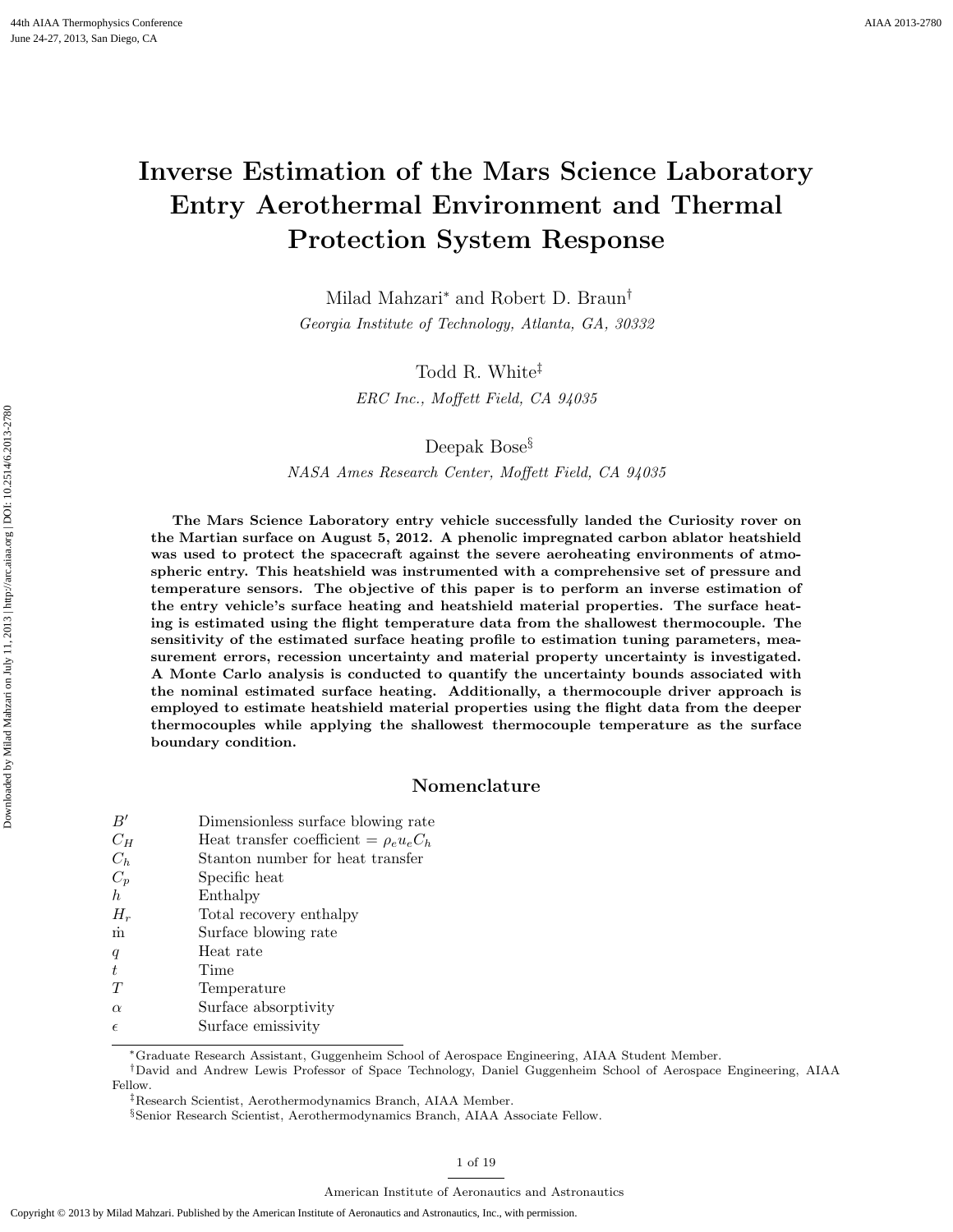# Inverse Estimation of the Mars Science Laboratory Entry Aerothermal Environment and Thermal Protection System Response

Milad Mahzari[*] and Robert D. Braun[†]

*Georgia Institute of Technology, Atlanta, GA, 30332*

Todd R. White[‡]

*ERC Inc., Moffett Field, CA 94035*

Deepak Bose[§]

*NASA Ames Research Center, Moffett Field, CA 94035*

**The Mars Science Laboratory entry vehicle successfully landed the Curiosity rover on the Martian surface on August 5, 2012. A phenolic impregnated carbon ablator heatshield was used to protect the spacecraft against the severe aeroheating environments of atmospheric entry. This heatshield was instrumented with a comprehensive set of pressure and temperature sensors. The objective of this paper is to perform an inverse estimation of the entry vehicle's surface heating and heatshield material properties. The surface heating is estimated using the flight temperature data from the shallowest thermocouple. The sensitivity of the estimated surface heating profile to estimation tuning parameters, measurement errors, recession uncertainty and material property uncertainty is investigated. A Monte Carlo analysis is conducted to quantify the uncertainty bounds associated with the nominal estimated surface heating. Additionally, a thermocouple driver approach is employed to estimate heatshield material properties using the flight data from the deeper thermocouples while applying the shallowest thermocouple temperature as the surface boundary condition.**

## Nomenclature

| | |
|---|---|
| $B'$ | Dimensionless surface blowing rate |
| $C_H$ | Heat transfer coefficient $= \rho_e u_e C_h$ |
| $C_h$ | Stanton number for heat transfer |
| $C_p$ | Specific heat |
| $h$ | Enthalpy |
| $H_r$ | Total recovery enthalpy |
| $\dot{m}$ | Surface blowing rate |
| $q$ | Heat rate |
| $t$ | Time |
| $T$ | Temperature |
| $\alpha$ | Surface absorptivity |
| $\epsilon$ | Surface emissivity |

[*] Graduate Research Assistant, Guggenheim School of Aerospace Engineering, AIAA Student Member.

[†] David and Andrew Lewis Professor of Space Technology, Daniel Guggenheim School of Aerospace Engineering, AIAA Fellow.

[‡] Research Scientist, Aerothermodynamics Branch, AIAA Member.

[§] Senior Research Scientist, Aerothermodynamics Branch, AIAA Associate Fellow.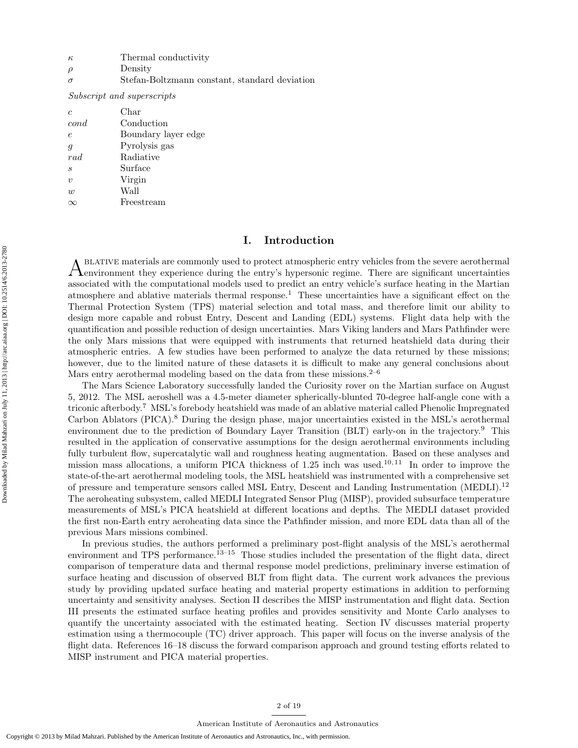| | |
|---|---|
| $\kappa$ | Thermal conductivity |
| $\rho$ | Density |
| $\sigma$ | Stefan-Boltzmann constant, standard deviation |

*Subscript and superscripts*

| | |
|---|---|
| $c$ | Char |
| $cond$ | Conduction |
| $e$ | Boundary layer edge |
| $g$ | Pyrolysis gas |
| $rad$ | Radiative |
| $s$ | Surface |
| $v$ | Virgin |
| $w$ | Wall |
| $\infty$ | Freestream |

# I. Introduction

Ablative materials are commonly used to protect atmospheric entry vehicles from the severe aerothermal environment they experience during the entry's hypersonic regime. There are significant uncertainties associated with the computational models used to predict an entry vehicle's surface heating in the Martian atmosphere and ablative materials thermal response.[1] These uncertainties have a significant effect on the Thermal Protection System (TPS) material selection and total mass, and therefore limit our ability to design more capable and robust Entry, Descent and Landing (EDL) systems. Flight data help with the quantification and possible reduction of design uncertainties. Mars Viking landers and Mars Pathfinder were the only Mars missions that were equipped with instruments that returned heatshield data during their atmospheric entries. A few studies have been performed to analyze the data returned by these missions; however, due to the limited nature of these datasets it is difficult to make any general conclusions about Mars entry aerothermal modeling based on the data from these missions.[2–6]

The Mars Science Laboratory successfully landed the Curiosity rover on the Martian surface on August 5, 2012. The MSL aeroshell was a 4.5-meter diameter spherically-blunted 70-degree half-angle cone with a triconic afterbody.[7] MSL's forebody heatshield was made of an ablative material called Phenolic Impregnated Carbon Ablators (PICA).[8] During the design phase, major uncertainties existed in the MSL's aerothermal environment due to the prediction of Boundary Layer Transition (BLT) early-on in the trajectory.[9] This resulted in the application of conservative assumptions for the design aerothermal environments including fully turbulent flow, supercatalytic wall and roughness heating augmentation. Based on these analyses and mission mass allocations, a uniform PICA thickness of 1.25 inch was used.[10,11] In order to improve the state-of-the-art aerothermal modeling tools, the MSL heatshield was instrumented with a comprehensive set of pressure and temperature sensors called MSL Entry, Descent and Landing Instrumentation (MEDLI).[12] The aeroheating subsystem, called MEDLI Integrated Sensor Plug (MISP), provided subsurface temperature measurements of MSL's PICA heatshield at different locations and depths. The MEDLI dataset provided the first non-Earth entry aeroheating data since the Pathfinder mission, and more EDL data than all of the previous Mars missions combined.

In previous studies, the authors performed a preliminary post-flight analysis of the MSL's aerothermal environment and TPS performance.[13–15] Those studies included the presentation of the flight data, direct comparison of temperature data and thermal response model predictions, preliminary inverse estimation of surface heating and discussion of observed BLT from flight data. The current work advances the previous study by providing updated surface heating and material property estimations in addition to performing uncertainty and sensitivity analyses. Section II describes the MISP instrumentation and flight data. Section III presents the estimated surface heating profiles and provides sensitivity and Monte Carlo analyses to quantify the uncertainty associated with the estimated heating. Section IV discusses material property estimation using a thermocouple (TC) driver approach. This paper will focus on the inverse analysis of the flight data. References 16–18 discuss the forward comparison approach and ground testing efforts related to MISP instrument and PICA material properties.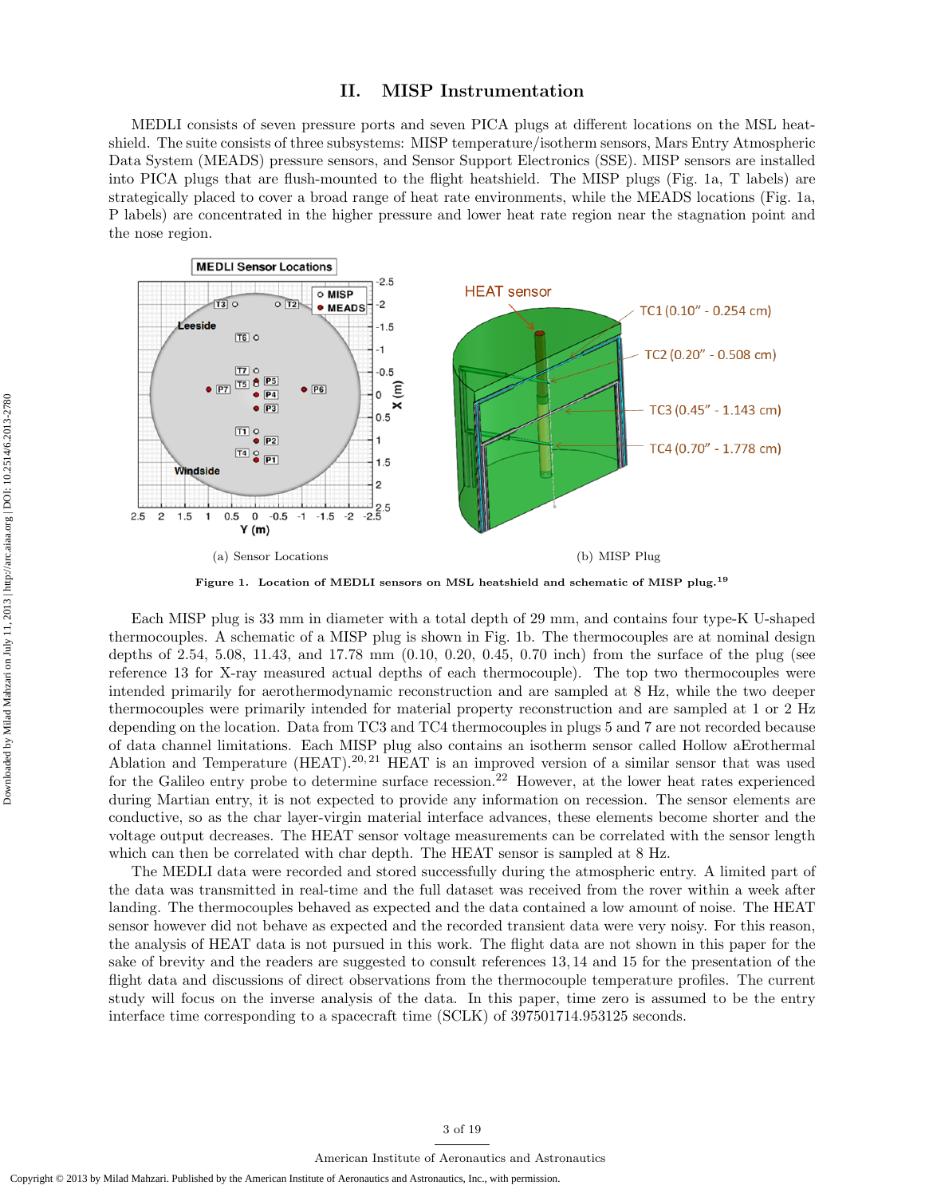## II. MISP Instrumentation

MEDLI consists of seven pressure ports and seven PICA plugs at different locations on the MSL heatshield. The suite consists of three subsystems: MISP temperature/isotherm sensors, Mars Entry Atmospheric Data System (MEADS) pressure sensors, and Sensor Support Electronics (SSE). MISP sensors are installed into PICA plugs that are flush-mounted to the flight heatshield. The MISP plugs (Fig. 1a, T labels) are strategically placed to cover a broad range of heat rate environments, while the MEADS locations (Fig. 1a, P labels) are concentrated in the higher pressure and lower heat rate region near the stagnation point and the nose region.

(a) Sensor Locations

(b) MISP Plug

**Figure 1. Location of MEDLI sensors on MSL heatshield and schematic of MISP plug.**[19]

Each MISP plug is 33 mm in diameter with a total depth of 29 mm, and contains four type-K U-shaped thermocouples. A schematic of a MISP plug is shown in Fig. 1b. The thermocouples are at nominal design depths of 2.54, 5.08, 11.43, and 17.78 mm (0.10, 0.20, 0.45, 0.70 inch) from the surface of the plug (see reference 13 for X-ray measured actual depths of each thermocouple). The top two thermocouples were intended primarily for aerothermodynamic reconstruction and are sampled at 8 Hz, while the two deeper thermocouples were primarily intended for material property reconstruction and are sampled at 1 or 2 Hz depending on the location. Data from TC3 and TC4 thermocouples in plugs 5 and 7 are not recorded because of data channel limitations. Each MISP plug also contains an isotherm sensor called Hollow aErothermal Ablation and Temperature (HEAT).[20,21] HEAT is an improved version of a similar sensor that was used for the Galileo entry probe to determine surface recession.[22] However, at the lower heat rates experienced during Martian entry, it is not expected to provide any information on recession. The sensor elements are conductive, so as the char layer-virgin material interface advances, these elements become shorter and the voltage output decreases. The HEAT sensor voltage measurements can be correlated with the sensor length which can then be correlated with char depth. The HEAT sensor is sampled at 8 Hz.

The MEDLI data were recorded and stored successfully during the atmospheric entry. A limited part of the data was transmitted in real-time and the full dataset was received from the rover within a week after landing. The thermocouples behaved as expected and the data contained a low amount of noise. The HEAT sensor however did not behave as expected and the recorded transient data were very noisy. For this reason, the analysis of HEAT data is not pursued in this work. The flight data are not shown in this paper for the sake of brevity and the readers are suggested to consult references 13, 14 and 15 for the presentation of the flight data and discussions of direct observations from the thermocouple temperature profiles. The current study will focus on the inverse analysis of the data. In this paper, time zero is assumed to be the entry interface time corresponding to a spacecraft time (SCLK) of 397501714.953125 seconds.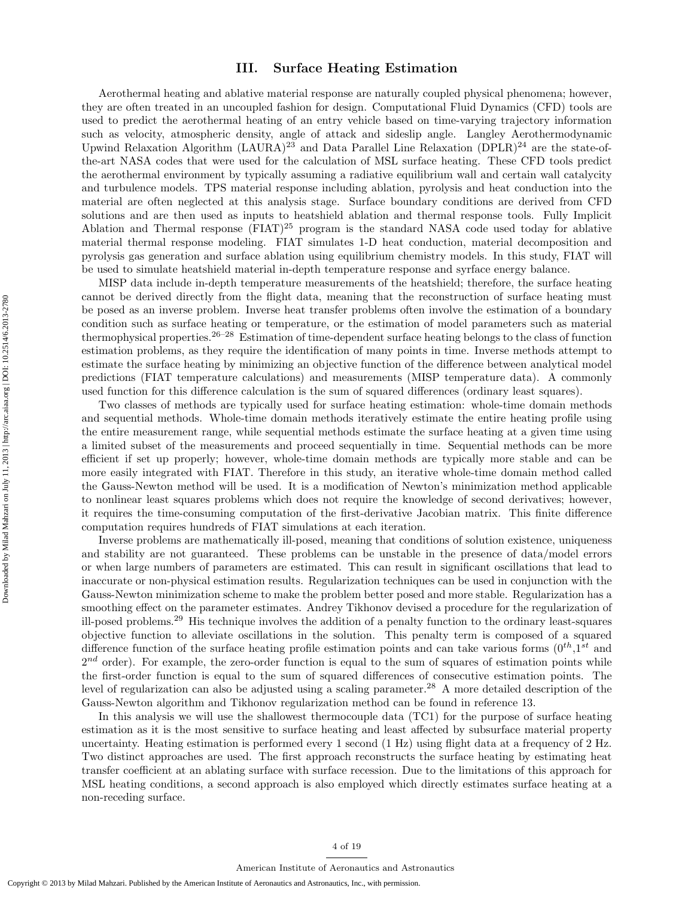## III. Surface Heating Estimation

Aerothermal heating and ablative material response are naturally coupled physical phenomena; however, they are often treated in an uncoupled fashion for design. Computational Fluid Dynamics (CFD) tools are used to predict the aerothermal heating of an entry vehicle based on time-varying trajectory information such as velocity, atmospheric density, angle of attack and sideslip angle. Langley Aerothermodynamic Upwind Relaxation Algorithm (LAURA)[23] and Data Parallel Line Relaxation (DPLR)[24] are the state-of-the-art NASA codes that were used for the calculation of MSL surface heating. These CFD tools predict the aerothermal environment by typically assuming a radiative equilibrium wall and certain wall catalycity and turbulence models. TPS material response including ablation, pyrolysis and heat conduction into the material are often neglected at this analysis stage. Surface boundary conditions are derived from CFD solutions and are then used as inputs to heatshield ablation and thermal response tools. Fully Implicit Ablation and Thermal response (FIAT)[25] program is the standard NASA code used today for ablative material thermal response modeling. FIAT simulates 1-D heat conduction, material decomposition and pyrolysis gas generation and surface ablation using equilibrium chemistry models. In this study, FIAT will be used to simulate heatshield material in-depth temperature response and syrface energy balance.

MISP data include in-depth temperature measurements of the heatshield; therefore, the surface heating cannot be derived directly from the flight data, meaning that the reconstruction of surface heating must be posed as an inverse problem. Inverse heat transfer problems often involve the estimation of a boundary condition such as surface heating or temperature, or the estimation of model parameters such as material thermophysical properties.[26–28] Estimation of time-dependent surface heating belongs to the class of function estimation problems, as they require the identification of many points in time. Inverse methods attempt to estimate the surface heating by minimizing an objective function of the difference between analytical model predictions (FIAT temperature calculations) and measurements (MISP temperature data). A commonly used function for this difference calculation is the sum of squared differences (ordinary least squares).

Two classes of methods are typically used for surface heating estimation: whole-time domain methods and sequential methods. Whole-time domain methods iteratively estimate the entire heating profile using the entire measurement range, while sequential methods estimate the surface heating at a given time using a limited subset of the measurements and proceed sequentially in time. Sequential methods can be more efficient if set up properly; however, whole-time domain methods are typically more stable and can be more easily integrated with FIAT. Therefore in this study, an iterative whole-time domain method called the Gauss-Newton method will be used. It is a modification of Newton's minimization method applicable to nonlinear least squares problems which does not require the knowledge of second derivatives; however, it requires the time-consuming computation of the first-derivative Jacobian matrix. This finite difference computation requires hundreds of FIAT simulations at each iteration.

Inverse problems are mathematically ill-posed, meaning that conditions of solution existence, uniqueness and stability are not guaranteed. These problems can be unstable in the presence of data/model errors or when large numbers of parameters are estimated. This can result in significant oscillations that lead to inaccurate or non-physical estimation results. Regularization techniques can be used in conjunction with the Gauss-Newton minimization scheme to make the problem better posed and more stable. Regularization has a smoothing effect on the parameter estimates. Andrey Tikhonov devised a procedure for the regularization of ill-posed problems.[29] His technique involves the addition of a penalty function to the ordinary least-squares objective function to alleviate oscillations in the solution. This penalty term is composed of a squared difference function of the surface heating profile estimation points and can take various forms ($0^{th}$,$1^{st}$ and $2^{nd}$ order). For example, the zero-order function is equal to the sum of squares of estimation points while the first-order function is equal to the sum of squared differences of consecutive estimation points. The level of regularization can also be adjusted using a scaling parameter.[28] A more detailed description of the Gauss-Newton algorithm and Tikhonov regularization method can be found in reference 13.

In this analysis we will use the shallowest thermocouple data (TC1) for the purpose of surface heating estimation as it is the most sensitive to surface heating and least affected by subsurface material property uncertainty. Heating estimation is performed every 1 second (1 Hz) using flight data at a frequency of 2 Hz. Two distinct approaches are used. The first approach reconstructs the surface heating by estimating heat transfer coefficient at an ablating surface with surface recession. Due to the limitations of this approach for MSL heating conditions, a second approach is also employed which directly estimates surface heating at a non-receding surface.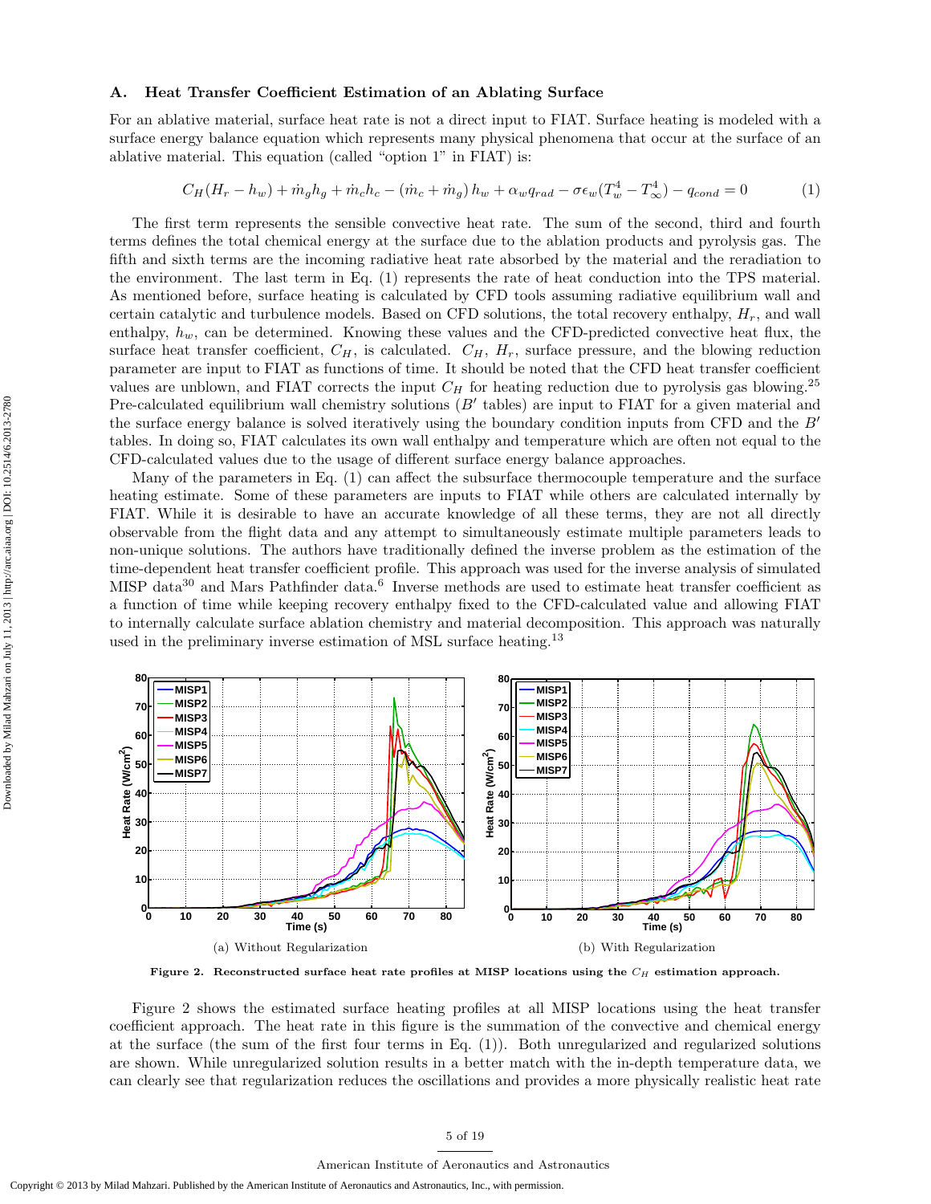### A. Heat Transfer Coefficient Estimation of an Ablating Surface

For an ablative material, surface heat rate is not a direct input to FIAT. Surface heating is modeled with a surface energy balance equation which represents many physical phenomena that occur at the surface of an ablative material. This equation (called "option 1" in FIAT) is:

$$C_H(H_r - h_w) + \dot{m}_g h_g + \dot{m}_c h_c - (\dot{m}_c + \dot{m}_g)\, h_w + \alpha_w q_{rad} - \sigma \epsilon_w (T_w^4 - T_\infty^4) - q_{cond} = 0 \tag{1}$$

The first term represents the sensible convective heat rate. The sum of the second, third and fourth terms defines the total chemical energy at the surface due to the ablation products and pyrolysis gas. The fifth and sixth terms are the incoming radiative heat rate absorbed by the material and the reradiation to the environment. The last term in Eq. (1) represents the rate of heat conduction into the TPS material. As mentioned before, surface heating is calculated by CFD tools assuming radiative equilibrium wall and certain catalytic and turbulence models. Based on CFD solutions, the total recovery enthalpy, $H_r$, and wall enthalpy, $h_w$, can be determined. Knowing these values and the CFD-predicted convective heat flux, the surface heat transfer coefficient, $C_H$, is calculated. $C_H$, $H_r$, surface pressure, and the blowing reduction parameter are input to FIAT as functions of time. It should be noted that the CFD heat transfer coefficient values are unblown, and FIAT corrects the input $C_H$ for heating reduction due to pyrolysis gas blowing.[25] Pre-calculated equilibrium wall chemistry solutions ($B'$ tables) are input to FIAT for a given material and the surface energy balance is solved iteratively using the boundary condition inputs from CFD and the $B'$ tables. In doing so, FIAT calculates its own wall enthalpy and temperature which are often not equal to the CFD-calculated values due to the usage of different surface energy balance approaches.

Many of the parameters in Eq. (1) can affect the subsurface thermocouple temperature and the surface heating estimate. Some of these parameters are inputs to FIAT while others are calculated internally by FIAT. While it is desirable to have an accurate knowledge of all these terms, they are not all directly observable from the flight data and any attempt to simultaneously estimate multiple parameters leads to non-unique solutions. The authors have traditionally defined the inverse problem as the estimation of the time-dependent heat transfer coefficient profile. This approach was used for the inverse analysis of simulated MISP data[30] and Mars Pathfinder data.[6] Inverse methods are used to estimate heat transfer coefficient as a function of time while keeping recovery enthalpy fixed to the CFD-calculated value and allowing FIAT to internally calculate surface ablation chemistry and material decomposition. This approach was naturally used in the preliminary inverse estimation of MSL surface heating.[13]

(a) Without Regularization

(b) With Regularization

**Figure 2. Reconstructed surface heat rate profiles at MISP locations using the $C_H$ estimation approach.**

Figure 2 shows the estimated surface heating profiles at all MISP locations using the heat transfer coefficient approach. The heat rate in this figure is the summation of the convective and chemical energy at the surface (the sum of the first four terms in Eq. (1)). Both unregularized and regularized solutions are shown. While unregularized solution results in a better match with the in-depth temperature data, we can clearly see that regularization reduces the oscillations and provides a more physically realistic heat rate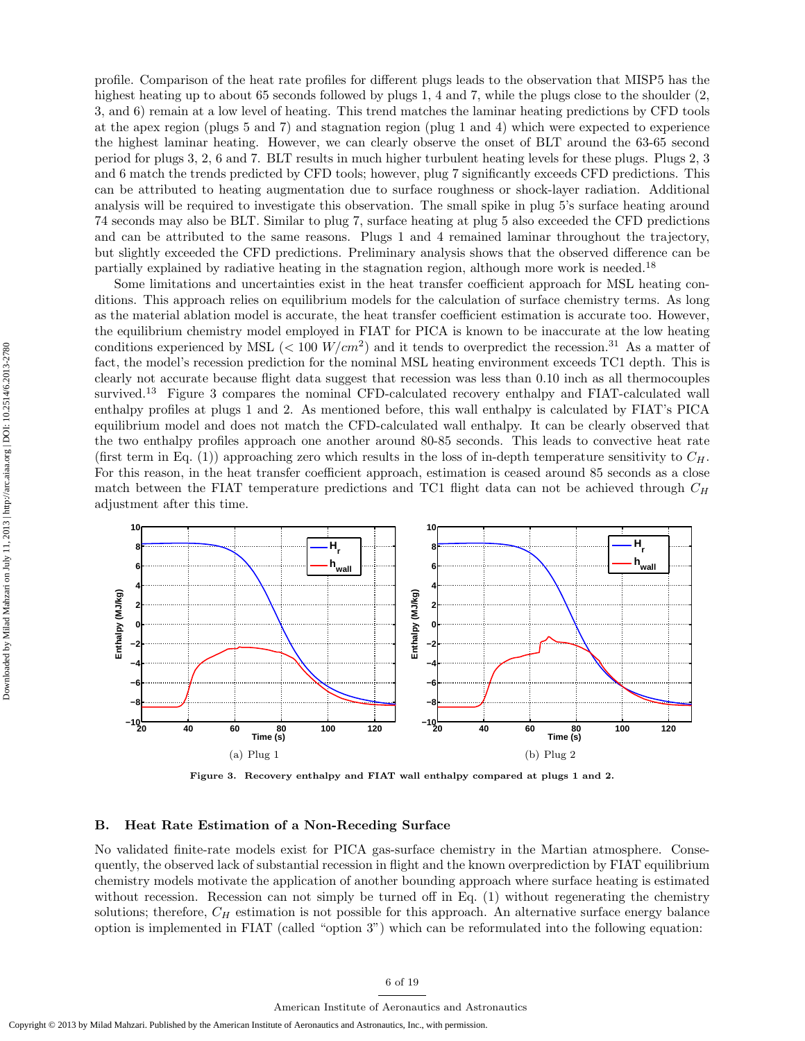profile. Comparison of the heat rate profiles for different plugs leads to the observation that MISP5 has the highest heating up to about 65 seconds followed by plugs 1, 4 and 7, while the plugs close to the shoulder (2, 3, and 6) remain at a low level of heating. This trend matches the laminar heating predictions by CFD tools at the apex region (plugs 5 and 7) and stagnation region (plug 1 and 4) which were expected to experience the highest laminar heating. However, we can clearly observe the onset of BLT around the 63-65 second period for plugs 3, 2, 6 and 7. BLT results in much higher turbulent heating levels for these plugs. Plugs 2, 3 and 6 match the trends predicted by CFD tools; however, plug 7 significantly exceeds CFD predictions. This can be attributed to heating augmentation due to surface roughness or shock-layer radiation. Additional analysis will be required to investigate this observation. The small spike in plug 5's surface heating around 74 seconds may also be BLT. Similar to plug 7, surface heating at plug 5 also exceeded the CFD predictions and can be attributed to the same reasons. Plugs 1 and 4 remained laminar throughout the trajectory, but slightly exceeded the CFD predictions. Preliminary analysis shows that the observed difference can be partially explained by radiative heating in the stagnation region, although more work is needed.[18]

Some limitations and uncertainties exist in the heat transfer coefficient approach for MSL heating conditions. This approach relies on equilibrium models for the calculation of surface chemistry terms. As long as the material ablation model is accurate, the heat transfer coefficient estimation is accurate too. However, the equilibrium chemistry model employed in FIAT for PICA is known to be inaccurate at the low heating conditions experienced by MSL ($< 100\ W/cm^2$) and it tends to overpredict the recession.[31] As a matter of fact, the model's recession prediction for the nominal MSL heating environment exceeds TC1 depth. This is clearly not accurate because flight data suggest that recession was less than 0.10 inch as all thermocouples survived.[13] Figure 3 compares the nominal CFD-calculated recovery enthalpy and FIAT-calculated wall enthalpy profiles at plugs 1 and 2. As mentioned before, this wall enthalpy is calculated by FIAT's PICA equilibrium model and does not match the CFD-calculated wall enthalpy. It can be clearly observed that the two enthalpy profiles approach one another around 80-85 seconds. This leads to convective heat rate (first term in Eq. (1)) approaching zero which results in the loss of in-depth temperature sensitivity to $C_H$. For this reason, in the heat transfer coefficient approach, estimation is ceased around 85 seconds as a close match between the FIAT temperature predictions and TC1 flight data can not be achieved through $C_H$ adjustment after this time.

(a) Plug 1

(b) Plug 2

**Figure 3. Recovery enthalpy and FIAT wall enthalpy compared at plugs 1 and 2.**

## B. Heat Rate Estimation of a Non-Receding Surface

No validated finite-rate models exist for PICA gas-surface chemistry in the Martian atmosphere. Consequently, the observed lack of substantial recession in flight and the known overprediction by FIAT equilibrium chemistry models motivate the application of another bounding approach where surface heating is estimated without recession. Recession can not simply be turned off in Eq. (1) without regenerating the chemistry solutions; therefore, $C_H$ estimation is not possible for this approach. An alternative surface energy balance option is implemented in FIAT (called "option 3") which can be reformulated into the following equation: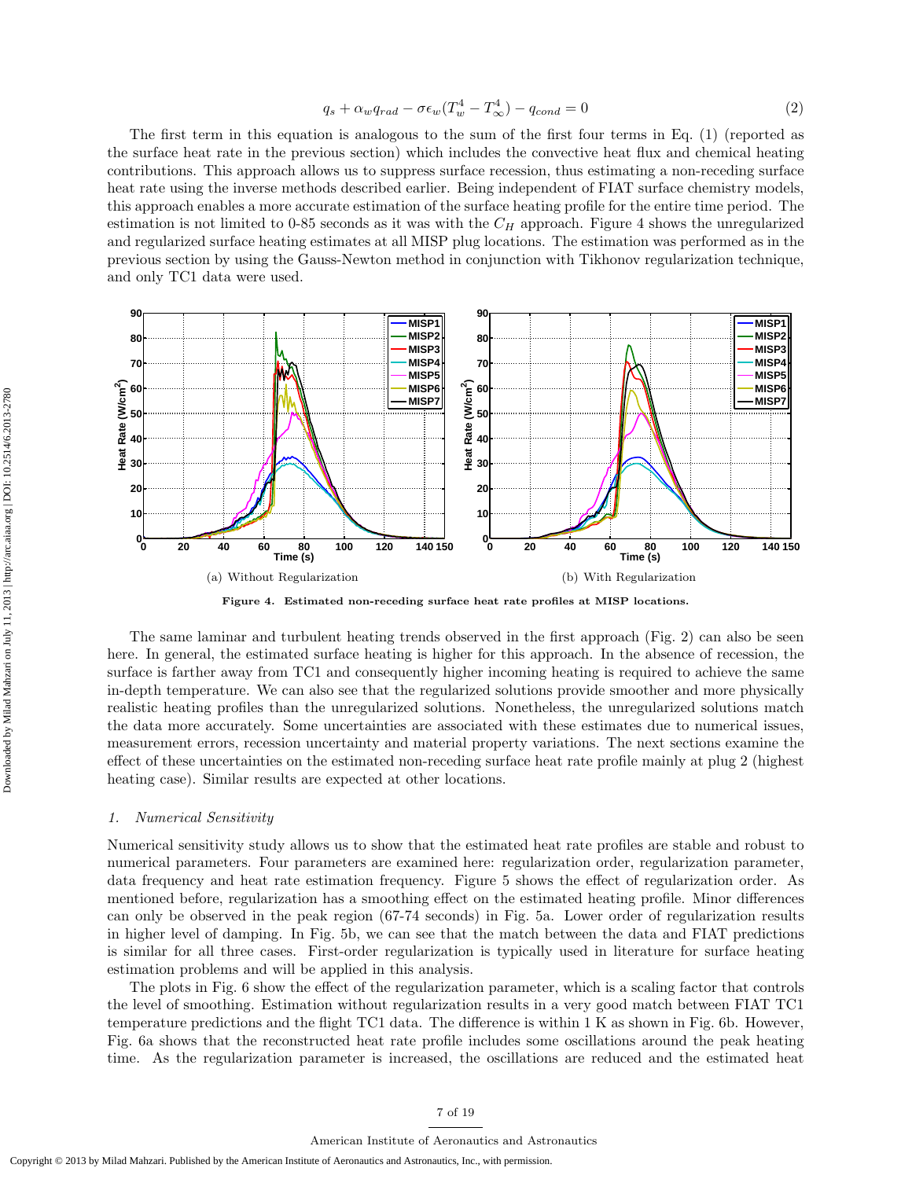$$q_s + \alpha_w q_{rad} - \sigma \epsilon_w (T_w^4 - T_\infty^4) - q_{cond} = 0 \tag{2}$$

The first term in this equation is analogous to the sum of the first four terms in Eq. (1) (reported as the surface heat rate in the previous section) which includes the convective heat flux and chemical heating contributions. This approach allows us to suppress surface recession, thus estimating a non-receding surface heat rate using the inverse methods described earlier. Being independent of FIAT surface chemistry models, this approach enables a more accurate estimation of the surface heating profile for the entire time period. The estimation is not limited to 0-85 seconds as it was with the $C_H$ approach. Figure 4 shows the unregularized and regularized surface heating estimates at all MISP plug locations. The estimation was performed as in the previous section by using the Gauss-Newton method in conjunction with Tikhonov regularization technique, and only TC1 data were used.

(a) Without Regularization

(b) With Regularization

**Figure 4. Estimated non-receding surface heat rate profiles at MISP locations.**

The same laminar and turbulent heating trends observed in the first approach (Fig. 2) can also be seen here. In general, the estimated surface heating is higher for this approach. In the absence of recession, the surface is farther away from TC1 and consequently higher incoming heating is required to achieve the same in-depth temperature. We can also see that the regularized solutions provide smoother and more physically realistic heating profiles than the unregularized solutions. Nonetheless, the unregularized solutions match the data more accurately. Some uncertainties are associated with these estimates due to numerical issues, measurement errors, recession uncertainty and material property variations. The next sections examine the effect of these uncertainties on the estimated non-receding surface heat rate profile mainly at plug 2 (highest heating case). Similar results are expected at other locations.

### 1. *Numerical Sensitivity*

Numerical sensitivity study allows us to show that the estimated heat rate profiles are stable and robust to numerical parameters. Four parameters are examined here: regularization order, regularization parameter, data frequency and heat rate estimation frequency. Figure 5 shows the effect of regularization order. As mentioned before, regularization has a smoothing effect on the estimated heating profile. Minor differences can only be observed in the peak region (67-74 seconds) in Fig. 5a. Lower order of regularization results in higher level of damping. In Fig. 5b, we can see that the match between the data and FIAT predictions is similar for all three cases. First-order regularization is typically used in literature for surface heating estimation problems and will be applied in this analysis.

The plots in Fig. 6 show the effect of the regularization parameter, which is a scaling factor that controls the level of smoothing. Estimation without regularization results in a very good match between FIAT TC1 temperature predictions and the flight TC1 data. The difference is within 1 K as shown in Fig. 6b. However, Fig. 6a shows that the reconstructed heat rate profile includes some oscillations around the peak heating time. As the regularization parameter is increased, the oscillations are reduced and the estimated heat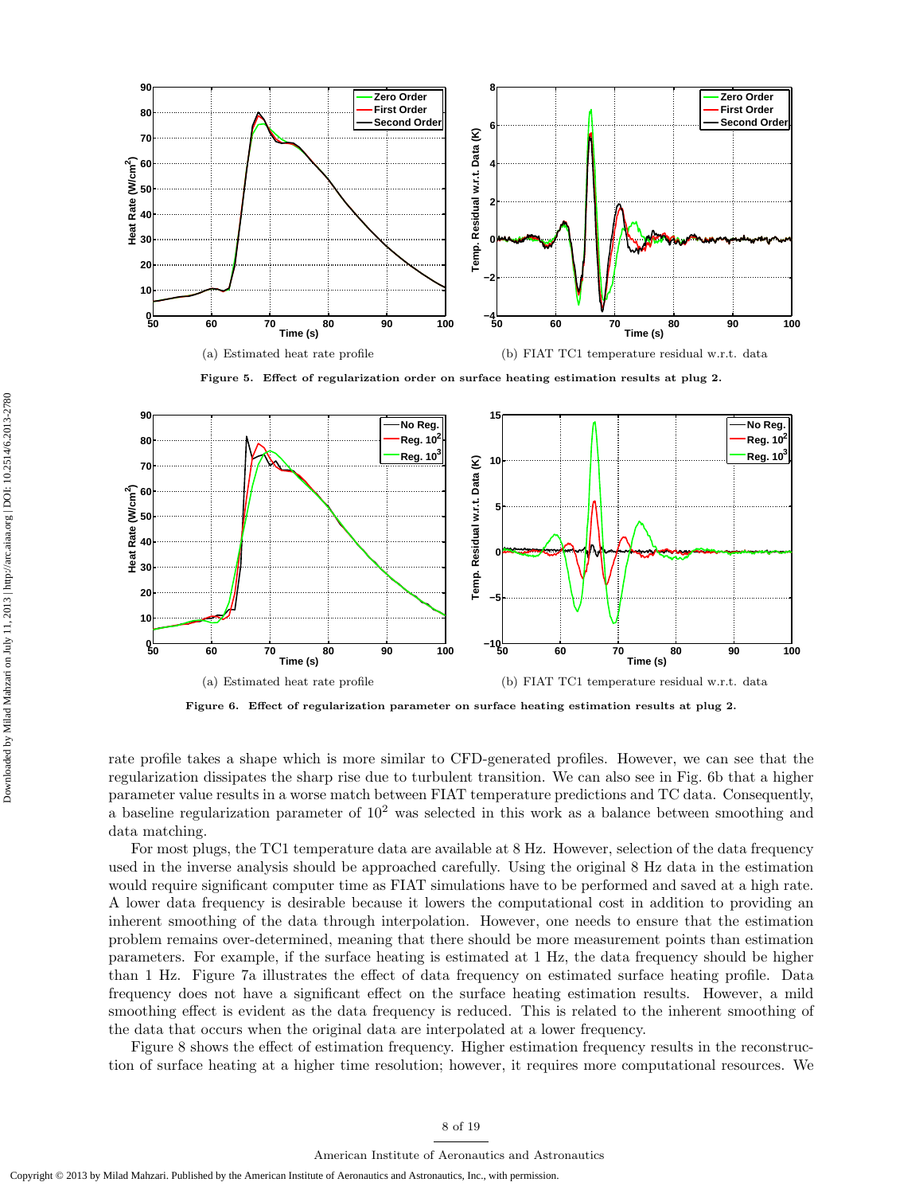(a) Estimated heat rate profile

(b) FIAT TC1 temperature residual w.r.t. data

**Figure 5. Effect of regularization order on surface heating estimation results at plug 2.**

(a) Estimated heat rate profile

(b) FIAT TC1 temperature residual w.r.t. data

**Figure 6. Effect of regularization parameter on surface heating estimation results at plug 2.**

rate profile takes a shape which is more similar to CFD-generated profiles. However, we can see that the regularization dissipates the sharp rise due to turbulent transition. We can also see in Fig. 6b that a higher parameter value results in a worse match between FIAT temperature predictions and TC data. Consequently, a baseline regularization parameter of $10^2$ was selected in this work as a balance between smoothing and data matching.

For most plugs, the TC1 temperature data are available at 8 Hz. However, selection of the data frequency used in the inverse analysis should be approached carefully. Using the original 8 Hz data in the estimation would require significant computer time as FIAT simulations have to be performed and saved at a high rate. A lower data frequency is desirable because it lowers the computational cost in addition to providing an inherent smoothing of the data through interpolation. However, one needs to ensure that the estimation problem remains over-determined, meaning that there should be more measurement points than estimation parameters. For example, if the surface heating is estimated at 1 Hz, the data frequency should be higher than 1 Hz. Figure 7a illustrates the effect of data frequency on estimated surface heating profile. Data frequency does not have a significant effect on the surface heating estimation results. However, a mild smoothing effect is evident as the data frequency is reduced. This is related to the inherent smoothing of the data that occurs when the original data are interpolated at a lower frequency.

Figure 8 shows the effect of estimation frequency. Higher estimation frequency results in the reconstruction of surface heating at a higher time resolution; however, it requires more computational resources. We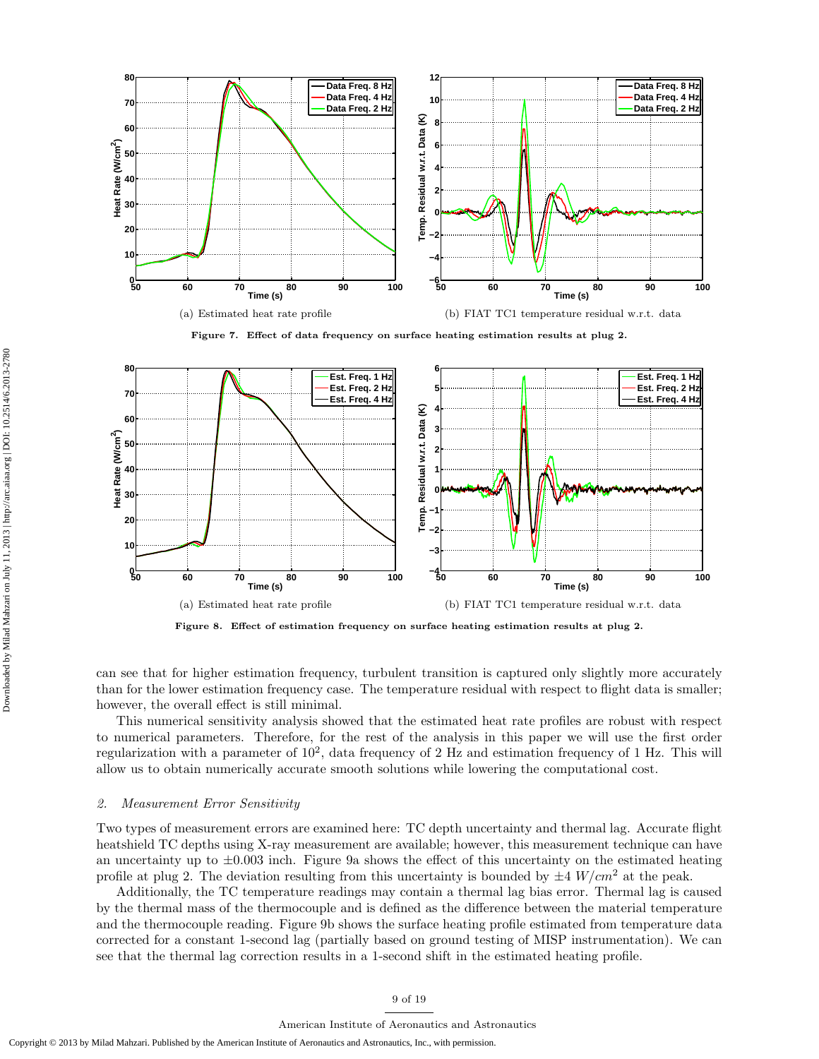(a) Estimated heat rate profile

(b) FIAT TC1 temperature residual w.r.t. data

**Figure 7. Effect of data frequency on surface heating estimation results at plug 2.**

(a) Estimated heat rate profile

(b) FIAT TC1 temperature residual w.r.t. data

**Figure 8. Effect of estimation frequency on surface heating estimation results at plug 2.**

can see that for higher estimation frequency, turbulent transition is captured only slightly more accurately than for the lower estimation frequency case. The temperature residual with respect to flight data is smaller; however, the overall effect is still minimal.

This numerical sensitivity analysis showed that the estimated heat rate profiles are robust with respect to numerical parameters. Therefore, for the rest of the analysis in this paper we will use the first order regularization with a parameter of $10^2$, data frequency of 2 Hz and estimation frequency of 1 Hz. This will allow us to obtain numerically accurate smooth solutions while lowering the computational cost.

### *2. Measurement Error Sensitivity*

Two types of measurement errors are examined here: TC depth uncertainty and thermal lag. Accurate flight heatshield TC depths using X-ray measurement are available; however, this measurement technique can have an uncertainty up to $\pm 0.003$ inch. Figure 9a shows the effect of this uncertainty on the estimated heating profile at plug 2. The deviation resulting from this uncertainty is bounded by $\pm 4\ W/cm^2$ at the peak.

Additionally, the TC temperature readings may contain a thermal lag bias error. Thermal lag is caused by the thermal mass of the thermocouple and is defined as the difference between the material temperature and the thermocouple reading. Figure 9b shows the surface heating profile estimated from temperature data corrected for a constant 1-second lag (partially based on ground testing of MISP instrumentation). We can see that the thermal lag correction results in a 1-second shift in the estimated heating profile.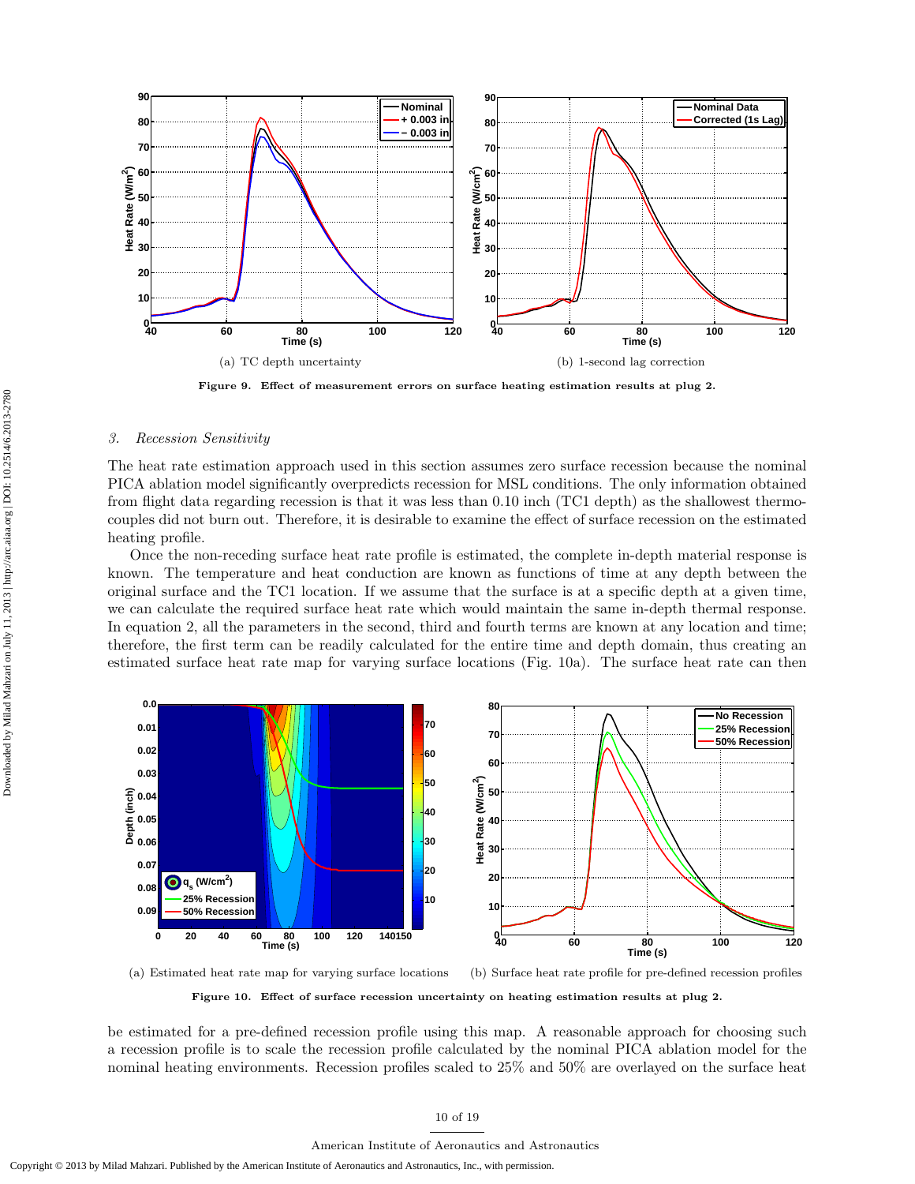(a) TC depth uncertainty

(b) 1-second lag correction

**Figure 9. Effect of measurement errors on surface heating estimation results at plug 2.**

### 3. *Recession Sensitivity*

The heat rate estimation approach used in this section assumes zero surface recession because the nominal PICA ablation model significantly overpredicts recession for MSL conditions. The only information obtained from flight data regarding recession is that it was less than 0.10 inch (TC1 depth) as the shallowest thermocouples did not burn out. Therefore, it is desirable to examine the effect of surface recession on the estimated heating profile.

Once the non-receding surface heat rate profile is estimated, the complete in-depth material response is known. The temperature and heat conduction are known as functions of time at any depth between the original surface and the TC1 location. If we assume that the surface is at a specific depth at a given time, we can calculate the required surface heat rate which would maintain the same in-depth thermal response. In equation 2, all the parameters in the second, third and fourth terms are known at any location and time; therefore, the first term can be readily calculated for the entire time and depth domain, thus creating an estimated surface heat rate map for varying surface locations (Fig. 10a). The surface heat rate can then

(a) Estimated heat rate map for varying surface locations

(b) Surface heat rate profile for pre-defined recession profiles

**Figure 10. Effect of surface recession uncertainty on heating estimation results at plug 2.**

be estimated for a pre-defined recession profile using this map. A reasonable approach for choosing such a recession profile is to scale the recession profile calculated by the nominal PICA ablation model for the nominal heating environments. Recession profiles scaled to 25% and 50% are overlayed on the surface heat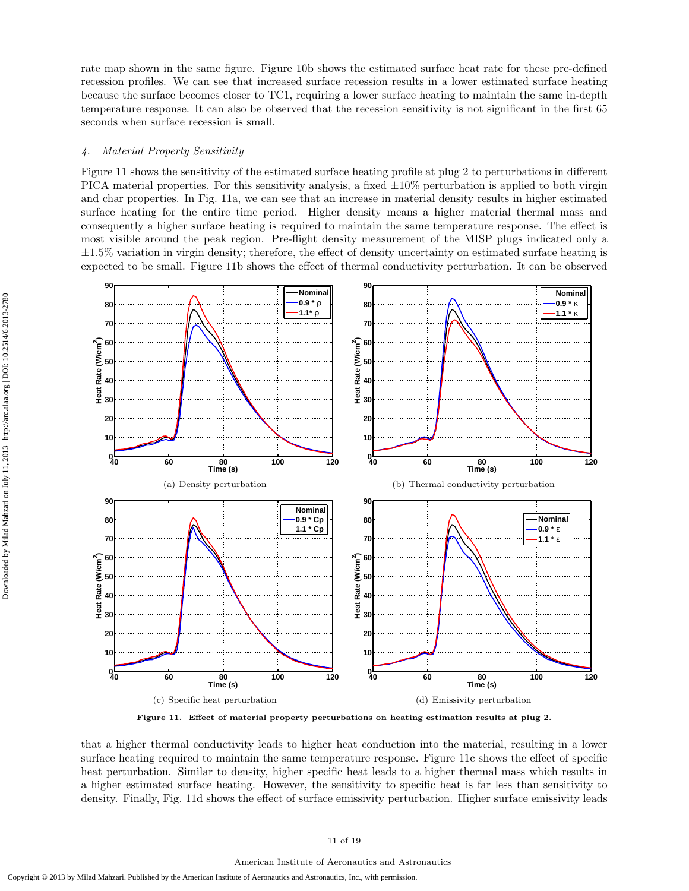rate map shown in the same figure. Figure 10b shows the estimated surface heat rate for these pre-defined recession profiles. We can see that increased surface recession results in a lower estimated surface heating because the surface becomes closer to TC1, requiring a lower surface heating to maintain the same in-depth temperature response. It can also be observed that the recession sensitivity is not significant in the first 65 seconds when surface recession is small.

### *4. Material Property Sensitivity*

Figure 11 shows the sensitivity of the estimated surface heating profile at plug 2 to perturbations in different PICA material properties. For this sensitivity analysis, a fixed $\pm 10\%$ perturbation is applied to both virgin and char properties. In Fig. 11a, we can see that an increase in material density results in higher estimated surface heating for the entire time period. Higher density means a higher material thermal mass and consequently a higher surface heating is required to maintain the same temperature response. The effect is most visible around the peak region. Pre-flight density measurement of the MISP plugs indicated only a $\pm 1.5\%$ variation in virgin density; therefore, the effect of density uncertainty on estimated surface heating is expected to be small. Figure 11b shows the effect of thermal conductivity perturbation. It can be observed that a higher thermal conductivity leads to higher heat conduction into the material, resulting in a lower surface heating required to maintain the same temperature response. Figure 11c shows the effect of specific heat perturbation. Similar to density, higher specific heat leads to a higher thermal mass which results in a higher estimated surface heating. However, the sensitivity to specific heat is far less than sensitivity to density. Finally, Fig. 11d shows the effect of surface emissivity perturbation. Higher surface emissivity leads

(a) Density perturbation

(b) Thermal conductivity perturbation

(c) Specific heat perturbation

(d) Emissivity perturbation

**Figure 11. Effect of material property perturbations on heating estimation results at plug 2.**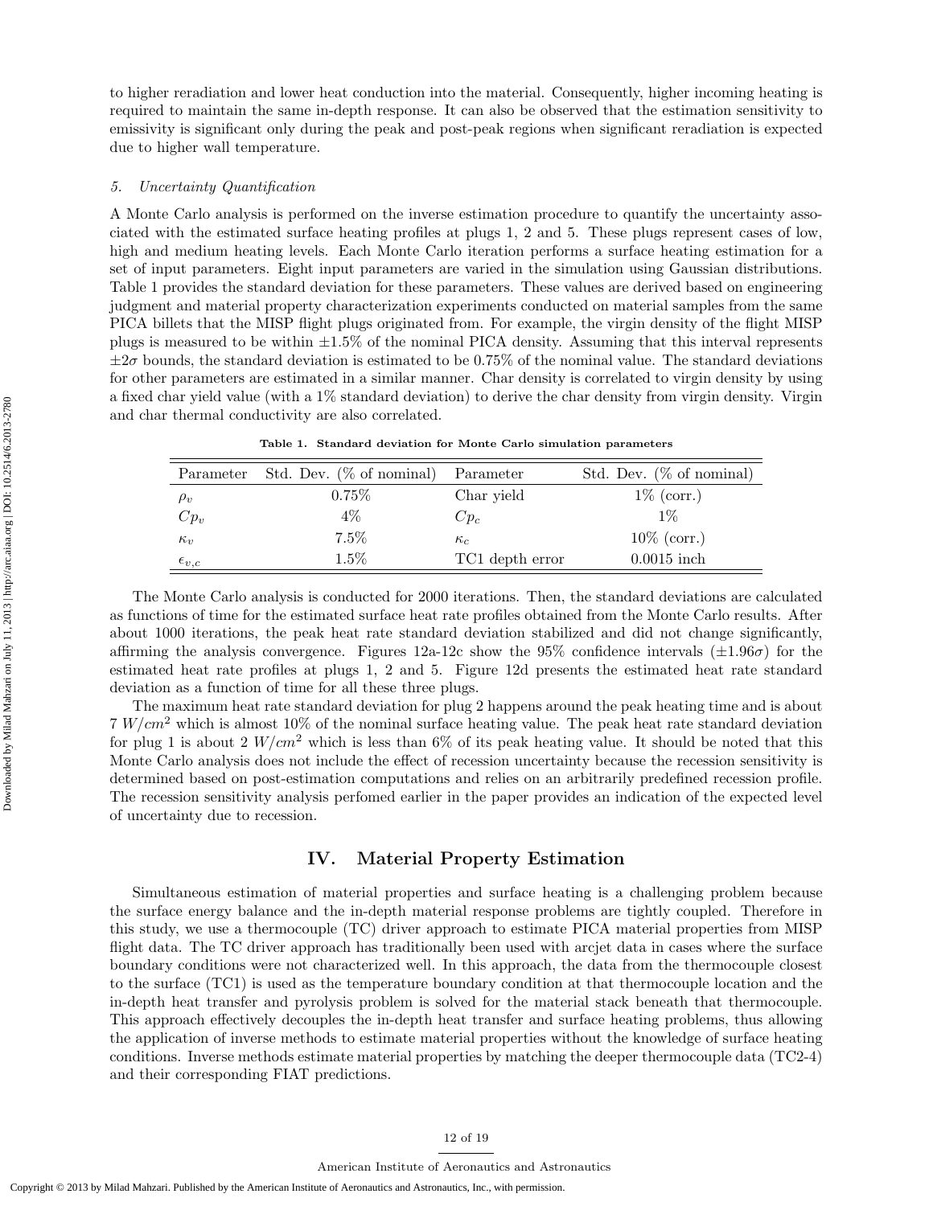to higher reradiation and lower heat conduction into the material. Consequently, higher incoming heating is required to maintain the same in-depth response. It can also be observed that the estimation sensitivity to emissivity is significant only during the peak and post-peak regions when significant reradiation is expected due to higher wall temperature.

#### *5. Uncertainty Quantification*

A Monte Carlo analysis is performed on the inverse estimation procedure to quantify the uncertainty associated with the estimated surface heating profiles at plugs 1, 2 and 5. These plugs represent cases of low, high and medium heating levels. Each Monte Carlo iteration performs a surface heating estimation for a set of input parameters. Eight input parameters are varied in the simulation using Gaussian distributions. Table 1 provides the standard deviation for these parameters. These values are derived based on engineering judgment and material property characterization experiments conducted on material samples from the same PICA billets that the MISP flight plugs originated from. For example, the virgin density of the flight MISP plugs is measured to be within ±1.5% of the nominal PICA density. Assuming that this interval represents $\pm 2\sigma$ bounds, the standard deviation is estimated to be 0.75% of the nominal value. The standard deviations for other parameters are estimated in a similar manner. Char density is correlated to virgin density by using a fixed char yield value (with a 1% standard deviation) to derive the char density from virgin density. Virgin and char thermal conductivity are also correlated.

**Table 1. Standard deviation for Monte Carlo simulation parameters**

| Parameter | Std. Dev. (% of nominal) | Parameter | Std. Dev. (% of nominal) |
|---|---|---|---|
| $\rho_v$ | 0.75% | Char yield | 1% (corr.) |
| $Cp_v$ | 4% | $Cp_c$ | 1% |
| $\kappa_v$ | 7.5% | $\kappa_c$ | 10% (corr.) |
| $\epsilon_{v,c}$ | 1.5% | TC1 depth error | 0.0015 inch |

The Monte Carlo analysis is conducted for 2000 iterations. Then, the standard deviations are calculated as functions of time for the estimated surface heat rate profiles obtained from the Monte Carlo results. After about 1000 iterations, the peak heat rate standard deviation stabilized and did not change significantly, affirming the analysis convergence. Figures 12a-12c show the 95% confidence intervals ($\pm 1.96\sigma$) for the estimated heat rate profiles at plugs 1, 2 and 5. Figure 12d presents the estimated heat rate standard deviation as a function of time for all these three plugs.

The maximum heat rate standard deviation for plug 2 happens around the peak heating time and is about 7 $W/cm^2$ which is almost 10% of the nominal surface heating value. The peak heat rate standard deviation for plug 1 is about 2 $W/cm^2$ which is less than 6% of its peak heating value. It should be noted that this Monte Carlo analysis does not include the effect of recession uncertainty because the recession sensitivity is determined based on post-estimation computations and relies on an arbitrarily predefined recession profile. The recession sensitivity analysis perfomed earlier in the paper provides an indication of the expected level of uncertainty due to recession.

## IV. Material Property Estimation

Simultaneous estimation of material properties and surface heating is a challenging problem because the surface energy balance and the in-depth material response problems are tightly coupled. Therefore in this study, we use a thermocouple (TC) driver approach to estimate PICA material properties from MISP flight data. The TC driver approach has traditionally been used with arcjet data in cases where the surface boundary conditions were not characterized well. In this approach, the data from the thermocouple closest to the surface (TC1) is used as the temperature boundary condition at that thermocouple location and the in-depth heat transfer and pyrolysis problem is solved for the material stack beneath that thermocouple. This approach effectively decouples the in-depth heat transfer and surface heating problems, thus allowing the application of inverse methods to estimate material properties without the knowledge of surface heating conditions. Inverse methods estimate material properties by matching the deeper thermocouple data (TC2-4) and their corresponding FIAT predictions.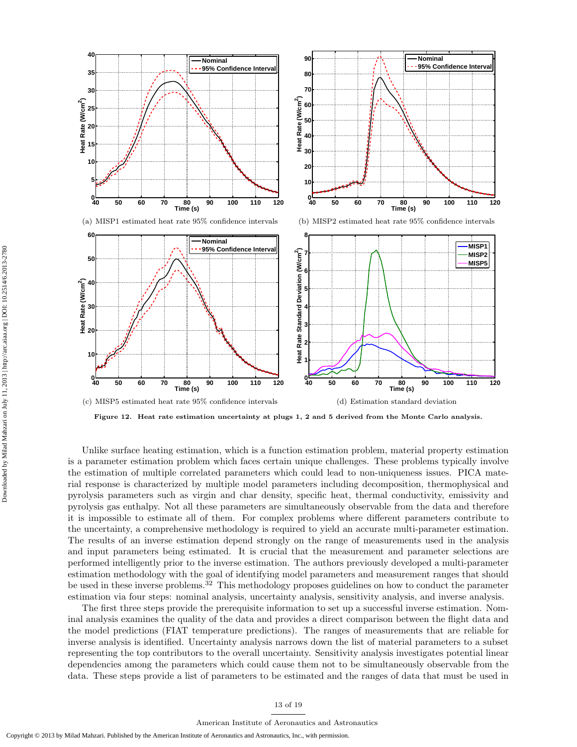(a) MISP1 estimated heat rate 95% confidence intervals

(b) MISP2 estimated heat rate 95% confidence intervals

(c) MISP5 estimated heat rate 95% confidence intervals

(d) Estimation standard deviation

**Figure 12. Heat rate estimation uncertainty at plugs 1, 2 and 5 derived from the Monte Carlo analysis.**

Unlike surface heating estimation, which is a function estimation problem, material property estimation is a parameter estimation problem which faces certain unique challenges. These problems typically involve the estimation of multiple correlated parameters which could lead to non-uniqueness issues. PICA material response is characterized by multiple model parameters including decomposition, thermophysical and pyrolysis parameters such as virgin and char density, specific heat, thermal conductivity, emissivity and pyrolysis gas enthalpy. Not all these parameters are simultaneously observable from the data and therefore it is impossible to estimate all of them. For complex problems where different parameters contribute to the uncertainty, a comprehensive methodology is required to yield an accurate multi-parameter estimation. The results of an inverse estimation depend strongly on the range of measurements used in the analysis and input parameters being estimated. It is crucial that the measurement and parameter selections are performed intelligently prior to the inverse estimation. The authors previously developed a multi-parameter estimation methodology with the goal of identifying model parameters and measurement ranges that should be used in these inverse problems.[32] This methodology proposes guidelines on how to conduct the parameter estimation via four steps: nominal analysis, uncertainty analysis, sensitivity analysis, and inverse analysis.

The first three steps provide the prerequisite information to set up a successful inverse estimation. Nominal analysis examines the quality of the data and provides a direct comparison between the flight data and the model predictions (FIAT temperature predictions). The ranges of measurements that are reliable for inverse analysis is identified. Uncertainty analysis narrows down the list of material parameters to a subset representing the top contributors to the overall uncertainty. Sensitivity analysis investigates potential linear dependencies among the parameters which could cause them not to be simultaneously observable from the data. These steps provide a list of parameters to be estimated and the ranges of data that must be used in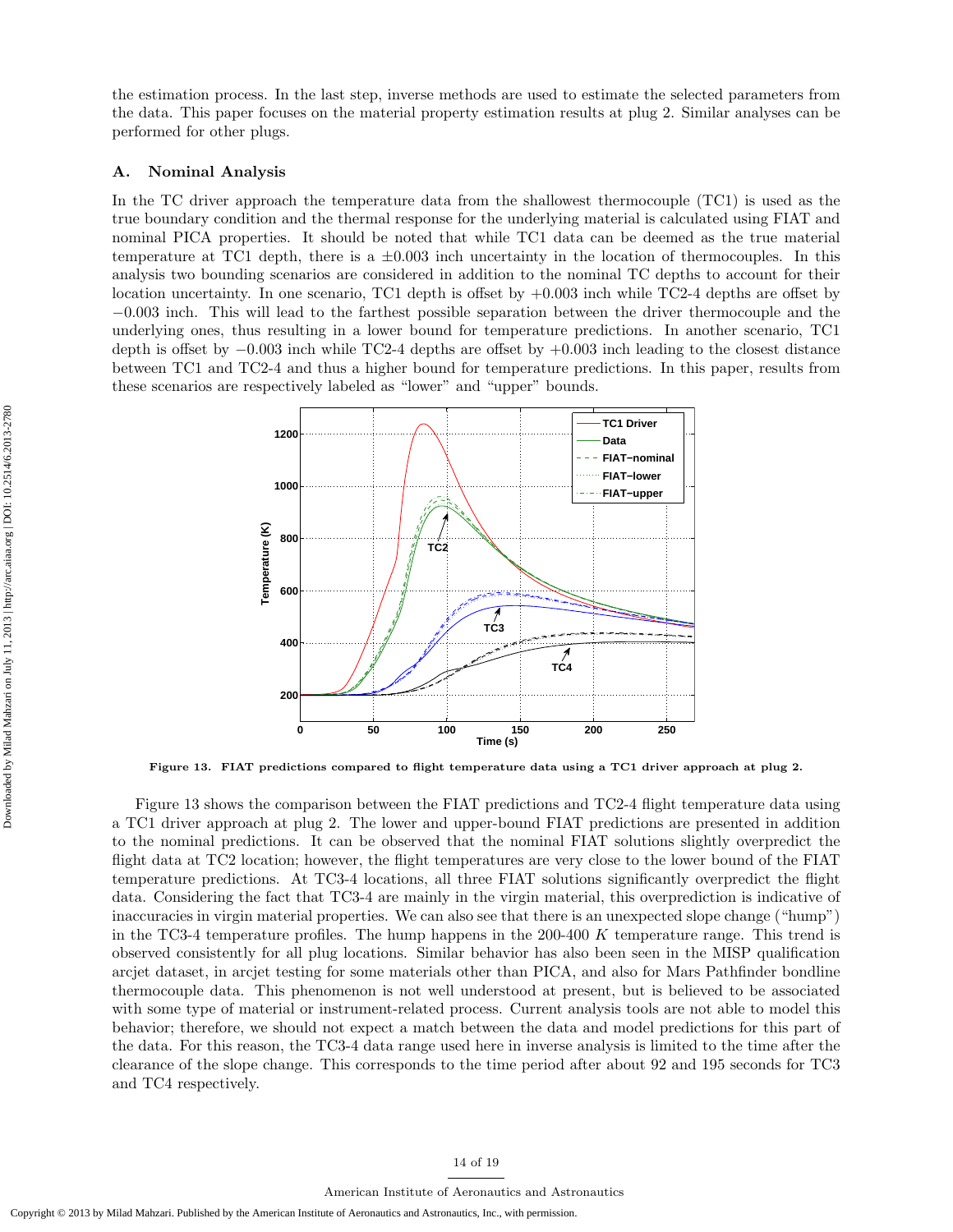the estimation process. In the last step, inverse methods are used to estimate the selected parameters from the data. This paper focuses on the material property estimation results at plug 2. Similar analyses can be performed for other plugs.

## A. Nominal Analysis

In the TC driver approach the temperature data from the shallowest thermocouple (TC1) is used as the true boundary condition and the thermal response for the underlying material is calculated using FIAT and nominal PICA properties. It should be noted that while TC1 data can be deemed as the true material temperature at TC1 depth, there is a $\pm 0.003$ inch uncertainty in the location of thermocouples. In this analysis two bounding scenarios are considered in addition to the nominal TC depths to account for their location uncertainty. In one scenario, TC1 depth is offset by $+0.003$ inch while TC2-4 depths are offset by $-0.003$ inch. This will lead to the farthest possible separation between the driver thermocouple and the underlying ones, thus resulting in a lower bound for temperature predictions. In another scenario, TC1 depth is offset by $-0.003$ inch while TC2-4 depths are offset by $+0.003$ inch leading to the closest distance between TC1 and TC2-4 and thus a higher bound for temperature predictions. In this paper, results from these scenarios are respectively labeled as "lower" and "upper" bounds.

**Figure 13. FIAT predictions compared to flight temperature data using a TC1 driver approach at plug 2.**

Figure 13 shows the comparison between the FIAT predictions and TC2-4 flight temperature data using a TC1 driver approach at plug 2. The lower and upper-bound FIAT predictions are presented in addition to the nominal predictions. It can be observed that the nominal FIAT solutions slightly overpredict the flight data at TC2 location; however, the flight temperatures are very close to the lower bound of the FIAT temperature predictions. At TC3-4 locations, all three FIAT solutions significantly overpredict the flight data. Considering the fact that TC3-4 are mainly in the virgin material, this overprediction is indicative of inaccuracies in virgin material properties. We can also see that there is an unexpected slope change ("hump") in the TC3-4 temperature profiles. The hump happens in the 200-400 $K$ temperature range. This trend is observed consistently for all plug locations. Similar behavior has also been seen in the MISP qualification arcjet dataset, in arcjet testing for some materials other than PICA, and also for Mars Pathfinder bondline thermocouple data. This phenomenon is not well understood at present, but is believed to be associated with some type of material or instrument-related process. Current analysis tools are not able to model this behavior; therefore, we should not expect a match between the data and model predictions for this part of the data. For this reason, the TC3-4 data range used here in inverse analysis is limited to the time after the clearance of the slope change. This corresponds to the time period after about 92 and 195 seconds for TC3 and TC4 respectively.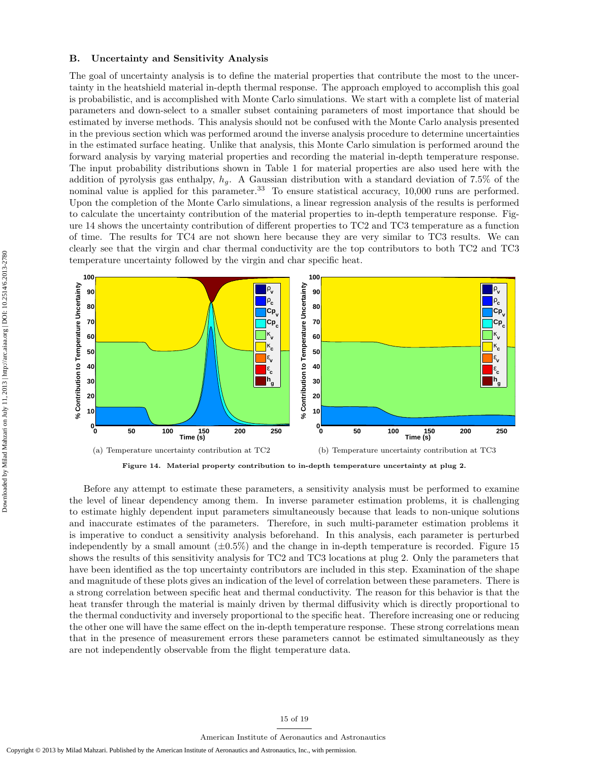### B. Uncertainty and Sensitivity Analysis

The goal of uncertainty analysis is to define the material properties that contribute the most to the uncertainty in the heatshield material in-depth thermal response. The approach employed to accomplish this goal is probabilistic, and is accomplished with Monte Carlo simulations. We start with a complete list of material parameters and down-select to a smaller subset containing parameters of most importance that should be estimated by inverse methods. This analysis should not be confused with the Monte Carlo analysis presented in the previous section which was performed around the inverse analysis procedure to determine uncertainties in the estimated surface heating. Unlike that analysis, this Monte Carlo simulation is performed around the forward analysis by varying material properties and recording the material in-depth temperature response. The input probability distributions shown in Table 1 for material properties are also used here with the addition of pyrolysis gas enthalpy, $h_g$. A Gaussian distribution with a standard deviation of 7.5% of the nominal value is applied for this parameter.[33] To ensure statistical accuracy, 10,000 runs are performed. Upon the completion of the Monte Carlo simulations, a linear regression analysis of the results is performed to calculate the uncertainty contribution of the material properties to in-depth temperature response. Figure 14 shows the uncertainty contribution of different properties to TC2 and TC3 temperature as a function of time. The results for TC4 are not shown here because they are very similar to TC3 results. We can clearly see that the virgin and char thermal conductivity are the top contributors to both TC2 and TC3 temperature uncertainty followed by the virgin and char specific heat.

(a) Temperature uncertainty contribution at TC2

(b) Temperature uncertainty contribution at TC3

**Figure 14. Material property contribution to in-depth temperature uncertainty at plug 2.**

Before any attempt to estimate these parameters, a sensitivity analysis must be performed to examine the level of linear dependency among them. In inverse parameter estimation problems, it is challenging to estimate highly dependent input parameters simultaneously because that leads to non-unique solutions and inaccurate estimates of the parameters. Therefore, in such multi-parameter estimation problems it is imperative to conduct a sensitivity analysis beforehand. In this analysis, each parameter is perturbed independently by a small amount ($\pm 0.5\%$) and the change in in-depth temperature is recorded. Figure 15 shows the results of this sensitivity analysis for TC2 and TC3 locations at plug 2. Only the parameters that have been identified as the top uncertainty contributors are included in this step. Examination of the shape and magnitude of these plots gives an indication of the level of correlation between these parameters. There is a strong correlation between specific heat and thermal conductivity. The reason for this behavior is that the heat transfer through the material is mainly driven by thermal diffusivity which is directly proportional to the thermal conductivity and inversely proportional to the specific heat. Therefore increasing one or reducing the other one will have the same effect on the in-depth temperature response. These strong correlations mean that in the presence of measurement errors these parameters cannot be estimated simultaneously as they are not independently observable from the flight temperature data.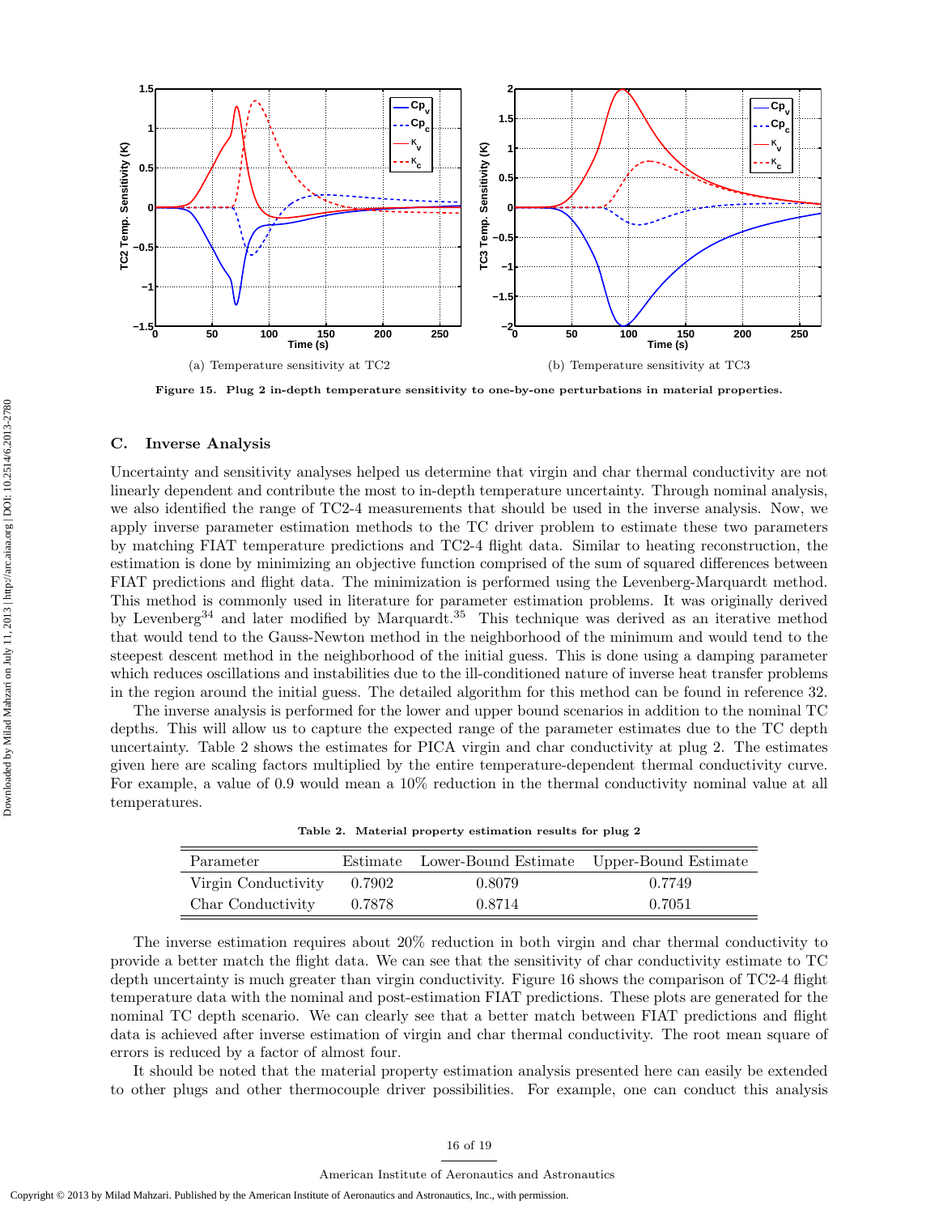(a) Temperature sensitivity at TC2

(b) Temperature sensitivity at TC3

**Figure 15. Plug 2 in-depth temperature sensitivity to one-by-one perturbations in material properties.**

### C. Inverse Analysis

Uncertainty and sensitivity analyses helped us determine that virgin and char thermal conductivity are not linearly dependent and contribute the most to in-depth temperature uncertainty. Through nominal analysis, we also identified the range of TC2-4 measurements that should be used in the inverse analysis. Now, we apply inverse parameter estimation methods to the TC driver problem to estimate these two parameters by matching FIAT temperature predictions and TC2-4 flight data. Similar to heating reconstruction, the estimation is done by minimizing an objective function comprised of the sum of squared differences between FIAT predictions and flight data. The minimization is performed using the Levenberg-Marquardt method. This method is commonly used in literature for parameter estimation problems. It was originally derived by Levenberg[34] and later modified by Marquardt.[35] This technique was derived as an iterative method that would tend to the Gauss-Newton method in the neighborhood of the minimum and would tend to the steepest descent method in the neighborhood of the initial guess. This is done using a damping parameter which reduces oscillations and instabilities due to the ill-conditioned nature of inverse heat transfer problems in the region around the initial guess. The detailed algorithm for this method can be found in reference 32.

The inverse analysis is performed for the lower and upper bound scenarios in addition to the nominal TC depths. This will allow us to capture the expected range of the parameter estimates due to the TC depth uncertainty. Table 2 shows the estimates for PICA virgin and char conductivity at plug 2. The estimates given here are scaling factors multiplied by the entire temperature-dependent thermal conductivity curve. For example, a value of 0.9 would mean a 10% reduction in the thermal conductivity nominal value at all temperatures.

**Table 2. Material property estimation results for plug 2**

| Parameter | Estimate | Lower-Bound Estimate | Upper-Bound Estimate |
|---|---|---|---|
| Virgin Conductivity | 0.7902 | 0.8079 | 0.7749 |
| Char Conductivity | 0.7878 | 0.8714 | 0.7051 |

The inverse estimation requires about 20% reduction in both virgin and char thermal conductivity to provide a better match the flight data. We can see that the sensitivity of char conductivity estimate to TC depth uncertainty is much greater than virgin conductivity. Figure 16 shows the comparison of TC2-4 flight temperature data with the nominal and post-estimation FIAT predictions. These plots are generated for the nominal TC depth scenario. We can clearly see that a better match between FIAT predictions and flight data is achieved after inverse estimation of virgin and char thermal conductivity. The root mean square of errors is reduced by a factor of almost four.

It should be noted that the material property estimation analysis presented here can easily be extended to other plugs and other thermocouple driver possibilities. For example, one can conduct this analysis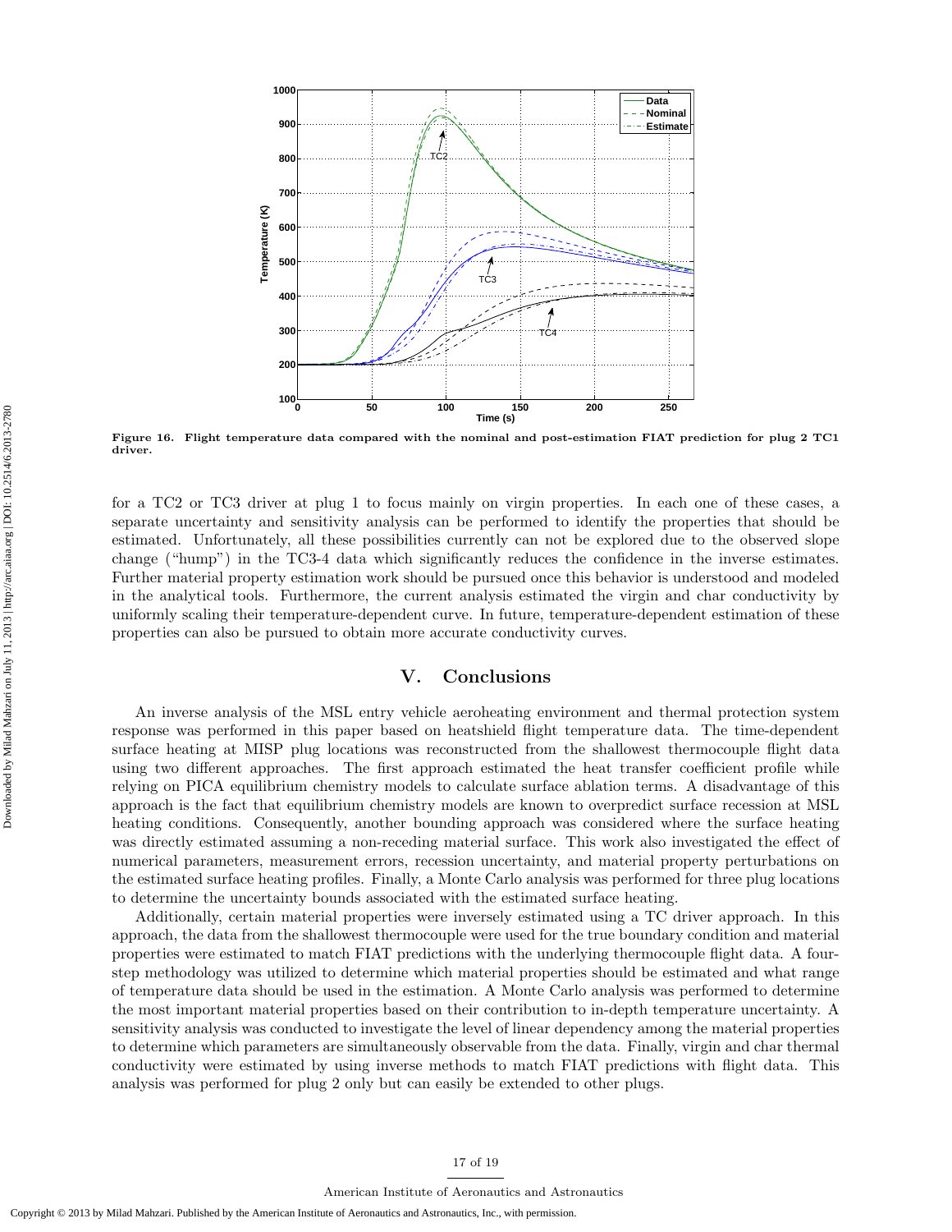Figure 16. Flight temperature data compared with the nominal and post-estimation FIAT prediction for plug 2 TC1 driver.

for a TC2 or TC3 driver at plug 1 to focus mainly on virgin properties. In each one of these cases, a separate uncertainty and sensitivity analysis can be performed to identify the properties that should be estimated. Unfortunately, all these possibilities currently can not be explored due to the observed slope change ("hump") in the TC3-4 data which significantly reduces the confidence in the inverse estimates. Further material property estimation work should be pursued once this behavior is understood and modeled in the analytical tools. Furthermore, the current analysis estimated the virgin and char conductivity by uniformly scaling their temperature-dependent curve. In future, temperature-dependent estimation of these properties can also be pursued to obtain more accurate conductivity curves.

# V. Conclusions

An inverse analysis of the MSL entry vehicle aeroheating environment and thermal protection system response was performed in this paper based on heatshield flight temperature data. The time-dependent surface heating at MISP plug locations was reconstructed from the shallowest thermocouple flight data using two different approaches. The first approach estimated the heat transfer coefficient profile while relying on PICA equilibrium chemistry models to calculate surface ablation terms. A disadvantage of this approach is the fact that equilibrium chemistry models are known to overpredict surface recession at MSL heating conditions. Consequently, another bounding approach was considered where the surface heating was directly estimated assuming a non-receding material surface. This work also investigated the effect of numerical parameters, measurement errors, recession uncertainty, and material property perturbations on the estimated surface heating profiles. Finally, a Monte Carlo analysis was performed for three plug locations to determine the uncertainty bounds associated with the estimated surface heating.

Additionally, certain material properties were inversely estimated using a TC driver approach. In this approach, the data from the shallowest thermocouple were used for the true boundary condition and material properties were estimated to match FIAT predictions with the underlying thermocouple flight data. A four-step methodology was utilized to determine which material properties should be estimated and what range of temperature data should be used in the estimation. A Monte Carlo analysis was performed to determine the most important material properties based on their contribution to in-depth temperature uncertainty. A sensitivity analysis was conducted to investigate the level of linear dependency among the material properties to determine which parameters are simultaneously observable from the data. Finally, virgin and char thermal conductivity were estimated by using inverse methods to match FIAT predictions with flight data. This analysis was performed for plug 2 only but can easily be extended to other plugs.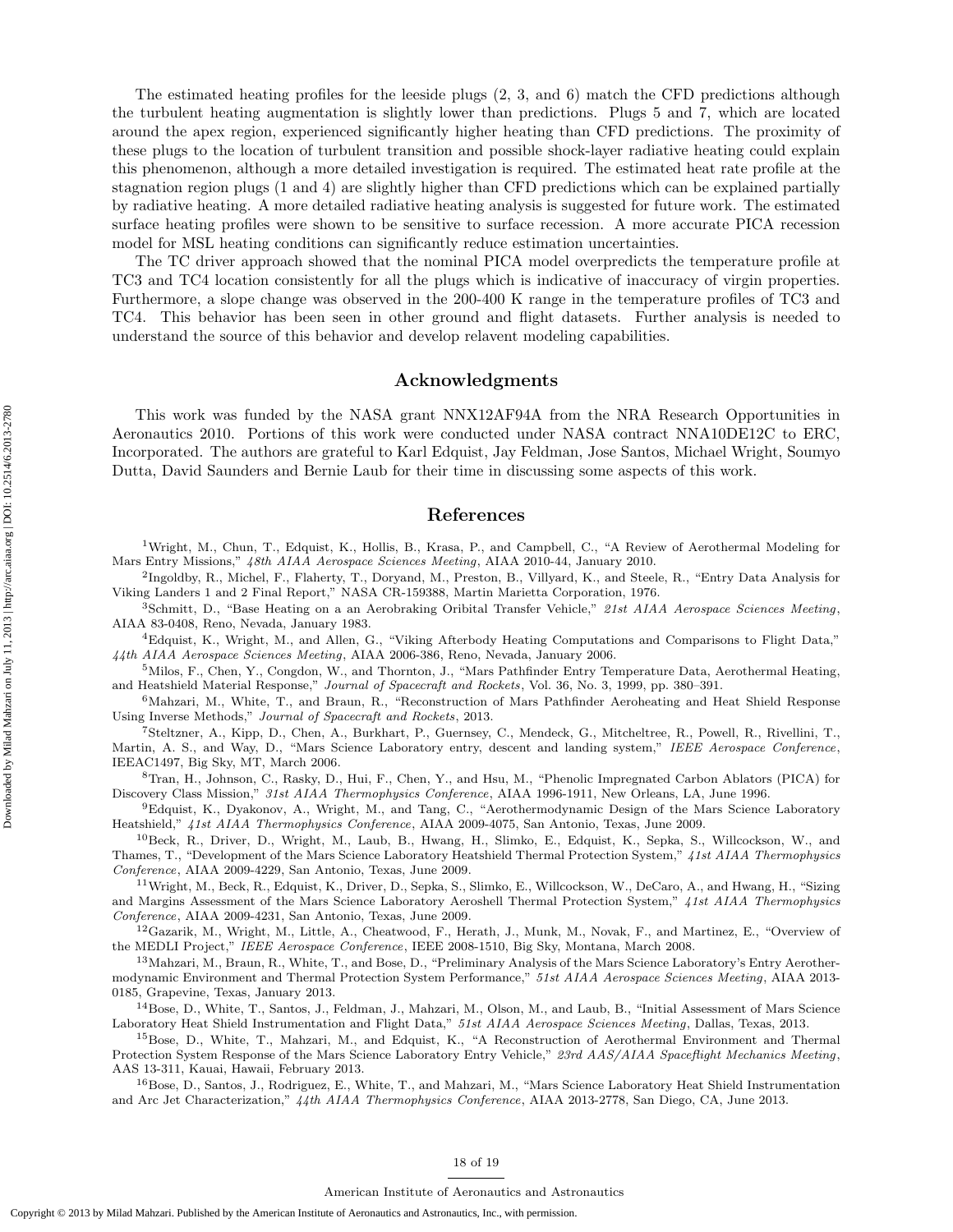The estimated heating profiles for the leeside plugs (2, 3, and 6) match the CFD predictions although the turbulent heating augmentation is slightly lower than predictions. Plugs 5 and 7, which are located around the apex region, experienced significantly higher heating than CFD predictions. The proximity of these plugs to the location of turbulent transition and possible shock-layer radiative heating could explain this phenomenon, although a more detailed investigation is required. The estimated heat rate profile at the stagnation region plugs (1 and 4) are slightly higher than CFD predictions which can be explained partially by radiative heating. A more detailed radiative heating analysis is suggested for future work. The estimated surface heating profiles were shown to be sensitive to surface recession. A more accurate PICA recession model for MSL heating conditions can significantly reduce estimation uncertainties.

The TC driver approach showed that the nominal PICA model overpredicts the temperature profile at TC3 and TC4 location consistently for all the plugs which is indicative of inaccuracy of virgin properties. Furthermore, a slope change was observed in the 200-400 K range in the temperature profiles of TC3 and TC4. This behavior has been seen in other ground and flight datasets. Further analysis is needed to understand the source of this behavior and develop relavent modeling capabilities.

## Acknowledgments

This work was funded by the NASA grant NNX12AF94A from the NRA Research Opportunities in Aeronautics 2010. Portions of this work were conducted under NASA contract NNA10DE12C to ERC, Incorporated. The authors are grateful to Karl Edquist, Jay Feldman, Jose Santos, Michael Wright, Soumyo Dutta, David Saunders and Bernie Laub for their time in discussing some aspects of this work.

## References

[1] Wright, M., Chun, T., Edquist, K., Hollis, B., Krasa, P., and Campbell, C., "A Review of Aerothermal Modeling for Mars Entry Missions," *48th AIAA Aerospace Sciences Meeting*, AIAA 2010-44, January 2010.

[2] Ingoldby, R., Michel, F., Flaherty, T., Doryand, M., Preston, B., Villyard, K., and Steele, R., "Entry Data Analysis for Viking Landers 1 and 2 Final Report," NASA CR-159388, Martin Marietta Corporation, 1976.

[3] Schmitt, D., "Base Heating on a an Aerobraking Oribital Transfer Vehicle," *21st AIAA Aerospace Sciences Meeting*, AIAA 83-0408, Reno, Nevada, January 1983.

[4] Edquist, K., Wright, M., and Allen, G., "Viking Afterbody Heating Computations and Comparisons to Flight Data," *44th AIAA Aerospace Sciences Meeting*, AIAA 2006-386, Reno, Nevada, January 2006.

[5] Milos, F., Chen, Y., Congdon, W., and Thornton, J., "Mars Pathfinder Entry Temperature Data, Aerothermal Heating, and Heatshield Material Response," *Journal of Spacecraft and Rockets*, Vol. 36, No. 3, 1999, pp. 380–391.

[6] Mahzari, M., White, T., and Braun, R., "Reconstruction of Mars Pathfinder Aeroheating and Heat Shield Response Using Inverse Methods," *Journal of Spacecraft and Rockets*, 2013.

[7] Steltzner, A., Kipp, D., Chen, A., Burkhart, P., Guernsey, C., Mendeck, G., Mitcheltree, R., Powell, R., Rivellini, T., Martin, A. S., and Way, D., "Mars Science Laboratory entry, descent and landing system," *IEEE Aerospace Conference*, IEEAC1497, Big Sky, MT, March 2006.

[8] Tran, H., Johnson, C., Rasky, D., Hui, F., Chen, Y., and Hsu, M., "Phenolic Impregnated Carbon Ablators (PICA) for Discovery Class Mission," *31st AIAA Thermophysics Conference*, AIAA 1996-1911, New Orleans, LA, June 1996.

[9] Edquist, K., Dyakonov, A., Wright, M., and Tang, C., "Aerothermodynamic Design of the Mars Science Laboratory Heatshield," *41st AIAA Thermophysics Conference*, AIAA 2009-4075, San Antonio, Texas, June 2009.

[10] Beck, R., Driver, D., Wright, M., Laub, B., Hwang, H., Slimko, E., Edquist, K., Sepka, S., Willcockson, W., and Thames, T., "Development of the Mars Science Laboratory Heatshield Thermal Protection System," *41st AIAA Thermophysics Conference*, AIAA 2009-4229, San Antonio, Texas, June 2009.

[11] Wright, M., Beck, R., Edquist, K., Driver, D., Sepka, S., Slimko, E., Willcockson, W., DeCaro, A., and Hwang, H., "Sizing and Margins Assessment of the Mars Science Laboratory Aeroshell Thermal Protection System," *41st AIAA Thermophysics Conference*, AIAA 2009-4231, San Antonio, Texas, June 2009.

[12] Gazarik, M., Wright, M., Little, A., Cheatwood, F., Herath, J., Munk, M., Novak, F., and Martinez, E., "Overview of the MEDLI Project," *IEEE Aerospace Conference*, IEEE 2008-1510, Big Sky, Montana, March 2008.

[13] Mahzari, M., Braun, R., White, T., and Bose, D., "Preliminary Analysis of the Mars Science Laboratory's Entry Aerothermodynamic Environment and Thermal Protection System Performance," *51st AIAA Aerospace Sciences Meeting*, AIAA 2013-0185, Grapevine, Texas, January 2013.

[14] Bose, D., White, T., Santos, J., Feldman, J., Mahzari, M., Olson, M., and Laub, B., "Initial Assessment of Mars Science Laboratory Heat Shield Instrumentation and Flight Data," *51st AIAA Aerospace Sciences Meeting*, Dallas, Texas, 2013.

[15] Bose, D., White, T., Mahzari, M., and Edquist, K., "A Reconstruction of Aerothermal Environment and Thermal Protection System Response of the Mars Science Laboratory Entry Vehicle," *23rd AAS/AIAA Spaceflight Mechanics Meeting*, AAS 13-311, Kauai, Hawaii, February 2013.

[16] Bose, D., Santos, J., Rodriguez, E., White, T., and Mahzari, M., "Mars Science Laboratory Heat Shield Instrumentation and Arc Jet Characterization," *44th AIAA Thermophysics Conference*, AIAA 2013-2778, San Diego, CA, June 2013.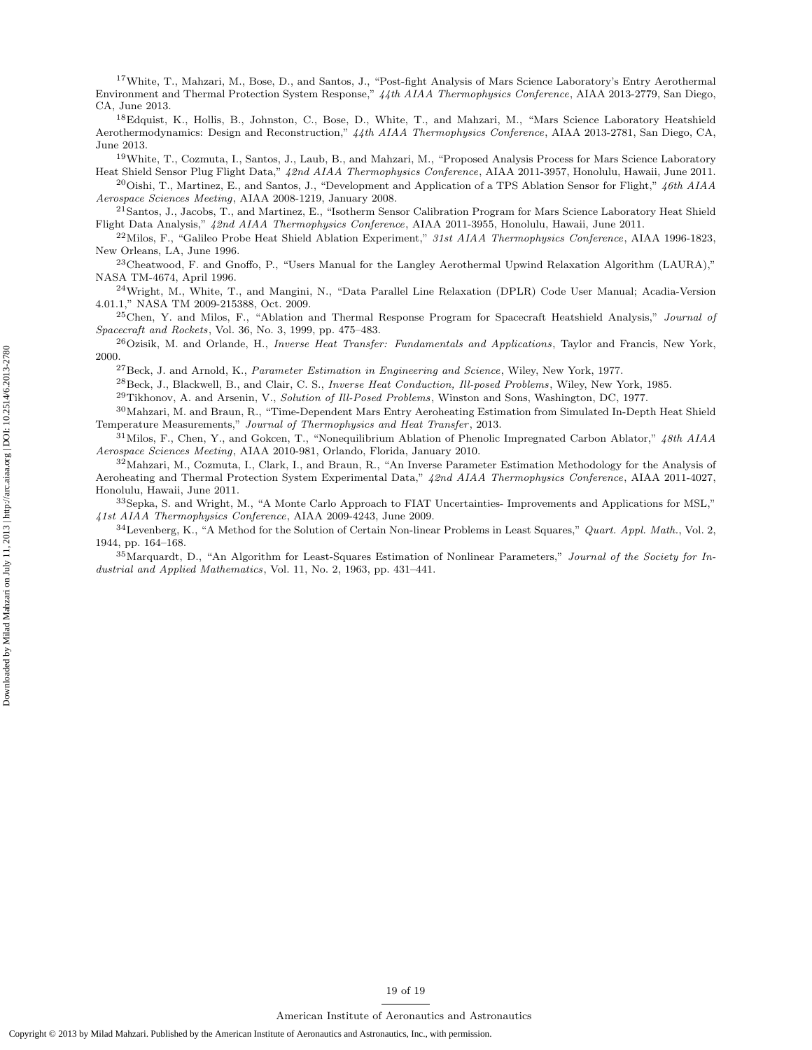[17]White, T., Mahzari, M., Bose, D., and Santos, J., "Post-fight Analysis of Mars Science Laboratory's Entry Aerothermal Environment and Thermal Protection System Response," *44th AIAA Thermophysics Conference*, AIAA 2013-2779, San Diego, CA, June 2013.

[18]Edquist, K., Hollis, B., Johnston, C., Bose, D., White, T., and Mahzari, M., "Mars Science Laboratory Heatshield Aerothermodynamics: Design and Reconstruction," *44th AIAA Thermophysics Conference*, AIAA 2013-2781, San Diego, CA, June 2013.

[19]White, T., Cozmuta, I., Santos, J., Laub, B., and Mahzari, M., "Proposed Analysis Process for Mars Science Laboratory Heat Shield Sensor Plug Flight Data," *42nd AIAA Thermophysics Conference*, AIAA 2011-3957, Honolulu, Hawaii, June 2011.

[20]Oishi, T., Martinez, E., and Santos, J., "Development and Application of a TPS Ablation Sensor for Flight," *46th AIAA Aerospace Sciences Meeting*, AIAA 2008-1219, January 2008.

[21]Santos, J., Jacobs, T., and Martinez, E., "Isotherm Sensor Calibration Program for Mars Science Laboratory Heat Shield Flight Data Analysis," *42nd AIAA Thermophysics Conference*, AIAA 2011-3955, Honolulu, Hawaii, June 2011.

[22]Milos, F., "Galileo Probe Heat Shield Ablation Experiment," *31st AIAA Thermophysics Conference*, AIAA 1996-1823, New Orleans, LA, June 1996.

[23]Cheatwood, F. and Gnoffo, P., "Users Manual for the Langley Aerothermal Upwind Relaxation Algorithm (LAURA)," NASA TM-4674, April 1996.

[24]Wright, M., White, T., and Mangini, N., "Data Parallel Line Relaxation (DPLR) Code User Manual; Acadia-Version 4.01.1," NASA TM 2009-215388, Oct. 2009.

[25]Chen, Y. and Milos, F., "Ablation and Thermal Response Program for Spacecraft Heatshield Analysis," *Journal of Spacecraft and Rockets*, Vol. 36, No. 3, 1999, pp. 475–483.

[26]Ozisik, M. and Orlande, H., *Inverse Heat Transfer: Fundamentals and Applications*, Taylor and Francis, New York, 2000.

[27]Beck, J. and Arnold, K., *Parameter Estimation in Engineering and Science*, Wiley, New York, 1977.

[28]Beck, J., Blackwell, B., and Clair, C. S., *Inverse Heat Conduction, Ill-posed Problems*, Wiley, New York, 1985.

[29]Tikhonov, A. and Arsenin, V., *Solution of Ill-Posed Problems*, Winston and Sons, Washington, DC, 1977.

[30]Mahzari, M. and Braun, R., "Time-Dependent Mars Entry Aeroheating Estimation from Simulated In-Depth Heat Shield Temperature Measurements," *Journal of Thermophysics and Heat Transfer*, 2013.

[31]Milos, F., Chen, Y., and Gokcen, T., "Nonequilibrium Ablation of Phenolic Impregnated Carbon Ablator," *48th AIAA Aerospace Sciences Meeting*, AIAA 2010-981, Orlando, Florida, January 2010.

[32]Mahzari, M., Cozmuta, I., Clark, I., and Braun, R., "An Inverse Parameter Estimation Methodology for the Analysis of Aeroheating and Thermal Protection System Experimental Data," *42nd AIAA Thermophysics Conference*, AIAA 2011-4027, Honolulu, Hawaii, June 2011.

[33]Sepka, S. and Wright, M., "A Monte Carlo Approach to FIAT Uncertainties- Improvements and Applications for MSL," *41st AIAA Thermophysics Conference*, AIAA 2009-4243, June 2009.

[34]Levenberg, K., "A Method for the Solution of Certain Non-linear Problems in Least Squares," *Quart. Appl. Math.*, Vol. 2, 1944, pp. 164–168.

[35]Marquardt, D., "An Algorithm for Least-Squares Estimation of Nonlinear Parameters," *Journal of the Society for Industrial and Applied Mathematics*, Vol. 11, No. 2, 1963, pp. 431–441.